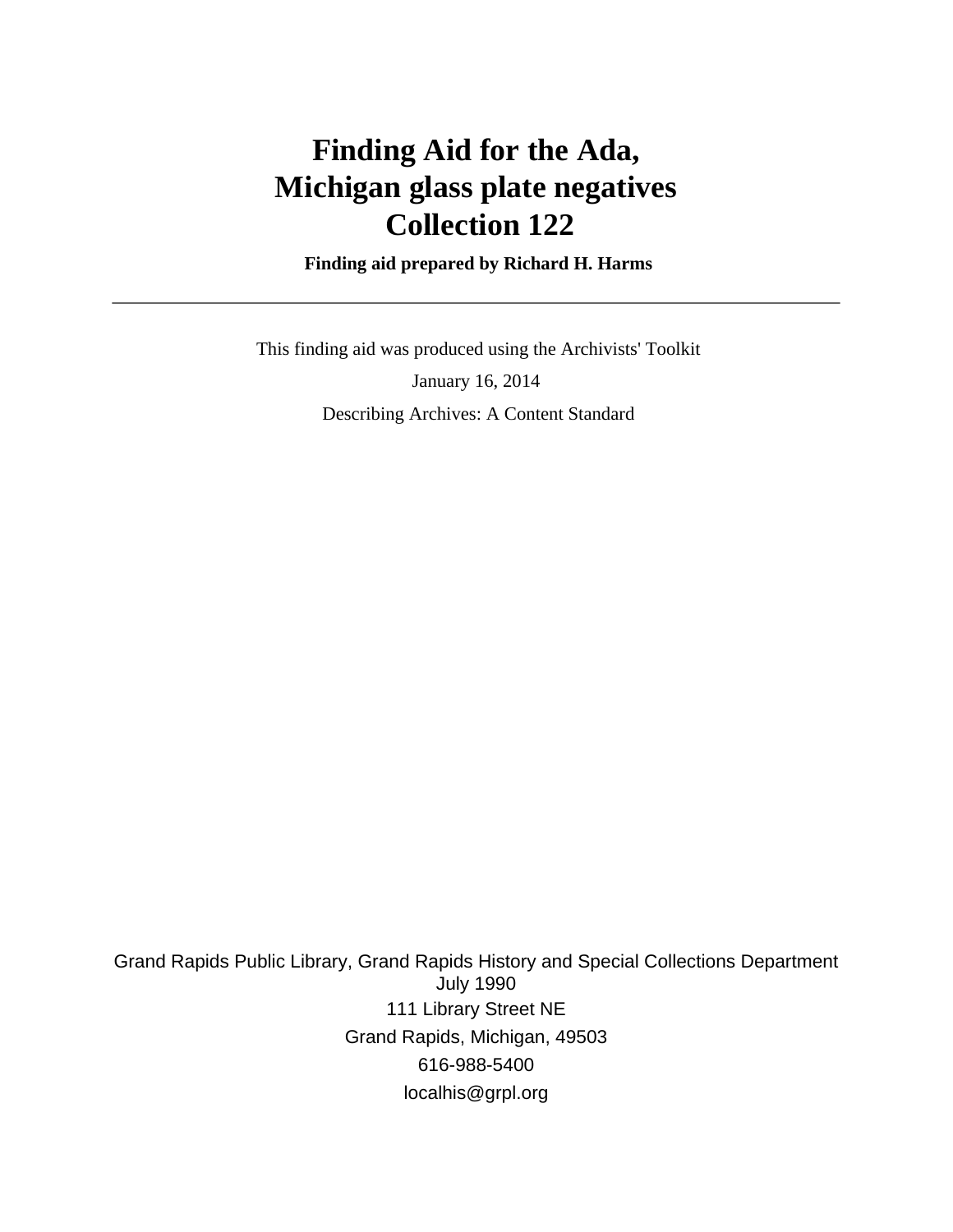# Finding Aid for the Ada, Michigan glass plate negatives Collection 122

**Finding aid prepared by Richard H. Harms**

---

This finding aid was produced using the Archivists' Toolkit

January 16, 2014

Describing Archives: A Content Standard

Grand Rapids Public Library, Grand Rapids History and Special Collections Department
July 1990
111 Library Street NE
Grand Rapids, Michigan, 49503
616-988-5400
localhis@grpl.org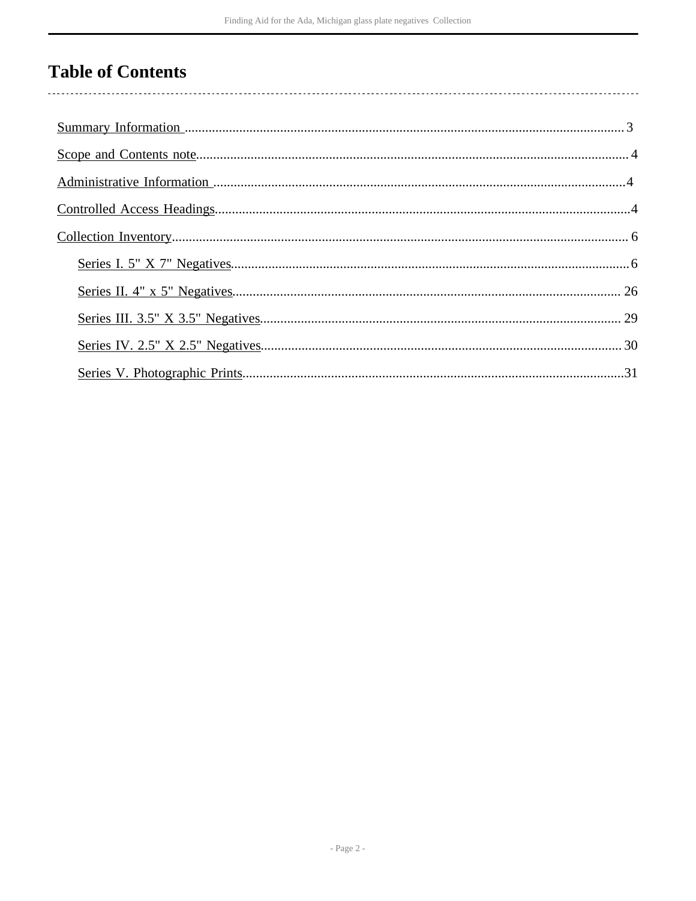# Table of Contents

Summary Information .................................................................................................................................3

Scope and Contents note..............................................................................................................................4

Administrative Information .........................................................................................................................4

Controlled Access Headings.........................................................................................................................4

Collection Inventory..................................................................................................................................... 6

- Series I. 5" X 7" Negatives......................................................................................................................6
- Series II. 4" x 5" Negatives.................................................................................................................. 26
- Series III. 3.5" X 3.5" Negatives.......................................................................................................... 29
- Series IV. 2.5" X 2.5" Negatives.......................................................................................................... 30
- Series V. Photographic Prints................................................................................................................31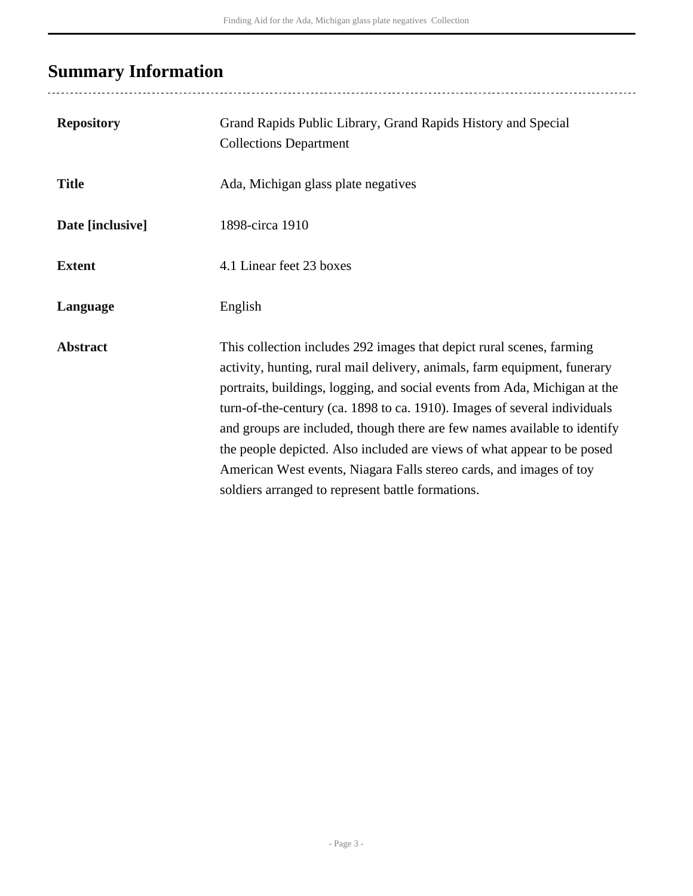## Summary Information

| | |
|---|---|
| **Repository** | Grand Rapids Public Library, Grand Rapids History and Special Collections Department |
| **Title** | Ada, Michigan glass plate negatives |
| **Date [inclusive]** | 1898-circa 1910 |
| **Extent** | 4.1 Linear feet 23 boxes |
| **Language** | English |
| **Abstract** | This collection includes 292 images that depict rural scenes, farming activity, hunting, rural mail delivery, animals, farm equipment, funerary portraits, buildings, logging, and social events from Ada, Michigan at the turn-of-the-century (ca. 1898 to ca. 1910). Images of several individuals and groups are included, though there are few names available to identify the people depicted. Also included are views of what appear to be posed American West events, Niagara Falls stereo cards, and images of toy soldiers arranged to represent battle formations. |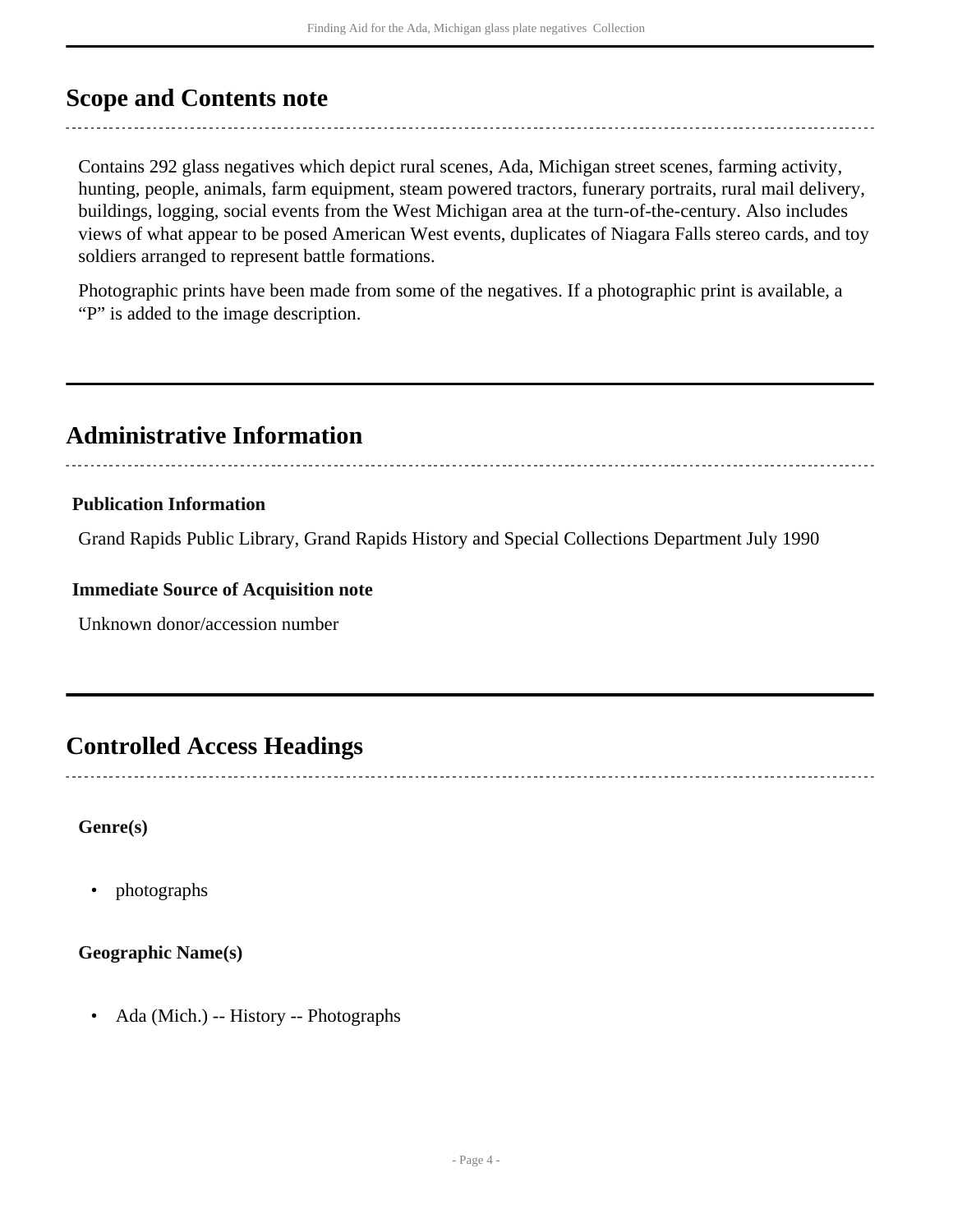## Scope and Contents note

Contains 292 glass negatives which depict rural scenes, Ada, Michigan street scenes, farming activity, hunting, people, animals, farm equipment, steam powered tractors, funerary portraits, rural mail delivery, buildings, logging, social events from the West Michigan area at the turn-of-the-century. Also includes views of what appear to be posed American West events, duplicates of Niagara Falls stereo cards, and toy soldiers arranged to represent battle formations.

Photographic prints have been made from some of the negatives. If a photographic print is available, a "P" is added to the image description.

## Administrative Information

### Publication Information

Grand Rapids Public Library, Grand Rapids History and Special Collections Department July 1990

### Immediate Source of Acquisition note

Unknown donor/accession number

## Controlled Access Headings

**Genre(s)**

- photographs

**Geographic Name(s)**

- Ada (Mich.) -- History -- Photographs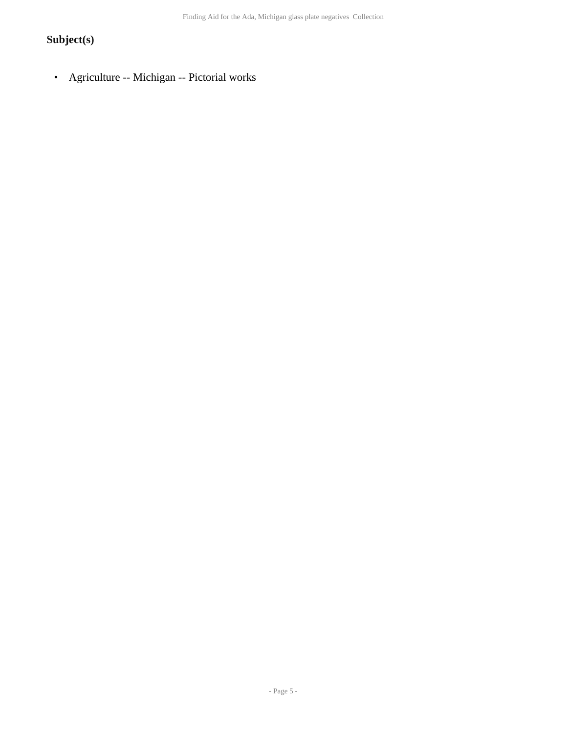### Subject(s)

- Agriculture -- Michigan -- Pictorial works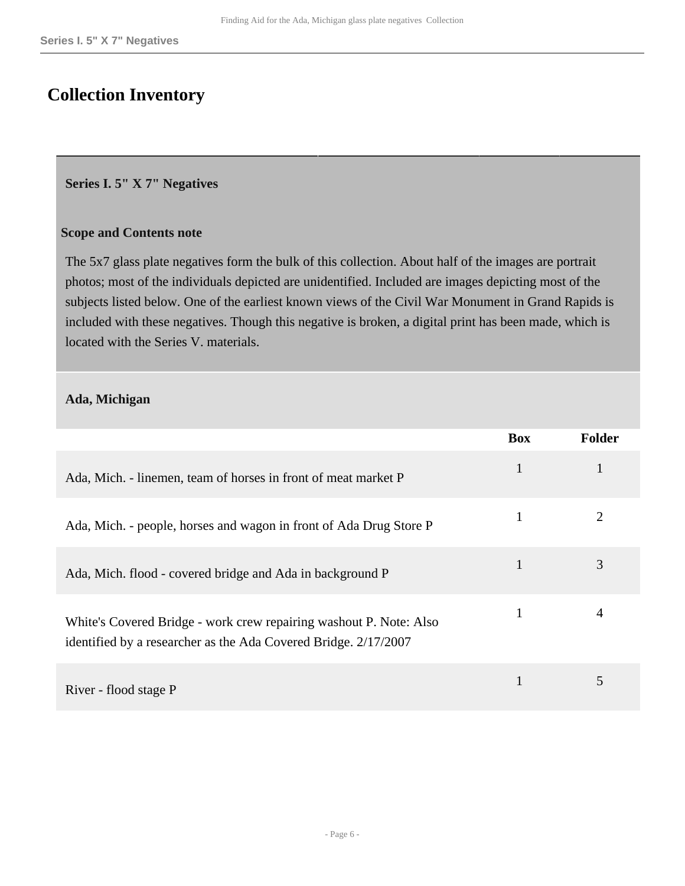# Collection Inventory

## Series I. 5" X 7" Negatives

### Scope and Contents note

The 5x7 glass plate negatives form the bulk of this collection. About half of the images are portrait photos; most of the individuals depicted are unidentified. Included are images depicting most of the subjects listed below. One of the earliest known views of the Civil War Monument in Grand Rapids is included with these negatives. Though this negative is broken, a digital print has been made, which is located with the Series V. materials.

### Ada, Michigan

| | Box | Folder |
|---|---|---|
| Ada, Mich. - linemen, team of horses in front of meat market P | 1 | 1 |
| Ada, Mich. - people, horses and wagon in front of Ada Drug Store P | 1 | 2 |
| Ada, Mich. flood - covered bridge and Ada in background P | 1 | 3 |
| White's Covered Bridge - work crew repairing washout P. Note: Also identified by a researcher as the Ada Covered Bridge. 2/17/2007 | 1 | 4 |
| River - flood stage P | 1 | 5 |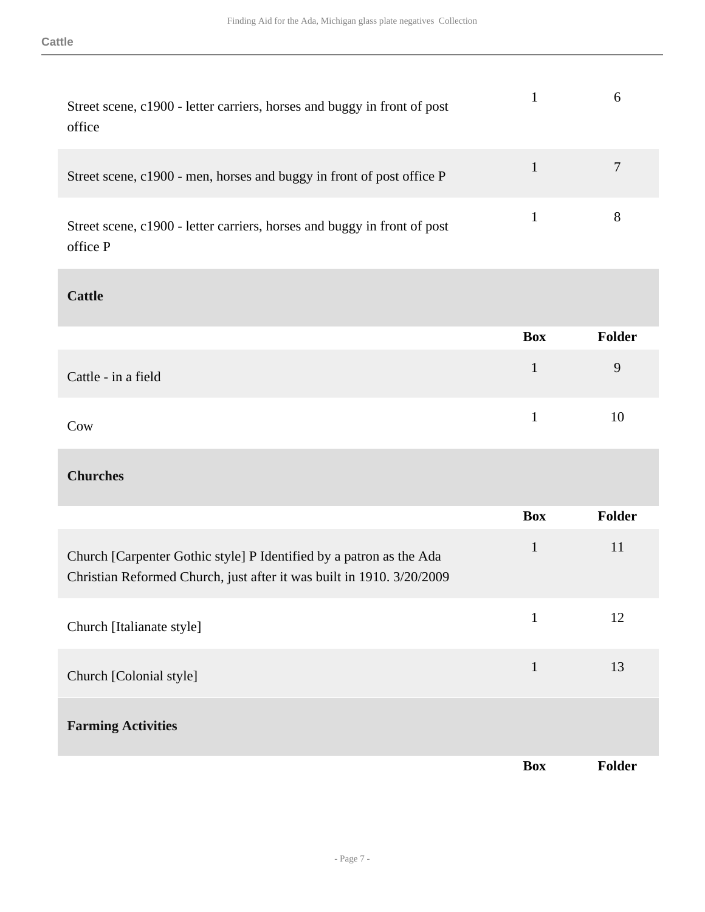| | Box | Folder |
|---|---|---|
| Street scene, c1900 - letter carriers, horses and buggy in front of post office | 1 | 6 |
| Street scene, c1900 - men, horses and buggy in front of post office P | 1 | 7 |
| Street scene, c1900 - letter carriers, horses and buggy in front of post office P | 1 | 8 |

## Cattle

| | Box | Folder |
|---|---|---|
| Cattle - in a field | 1 | 9 |
| Cow | 1 | 10 |

## Churches

| | Box | Folder |
|---|---|---|
| Church [Carpenter Gothic style] P Identified by a patron as the Ada Christian Reformed Church, just after it was built in 1910. 3/20/2009 | 1 | 11 |
| Church [Italianate style] | 1 | 12 |
| Church [Colonial style] | 1 | 13 |

## Farming Activities

| | Box | Folder |
|---|---|---|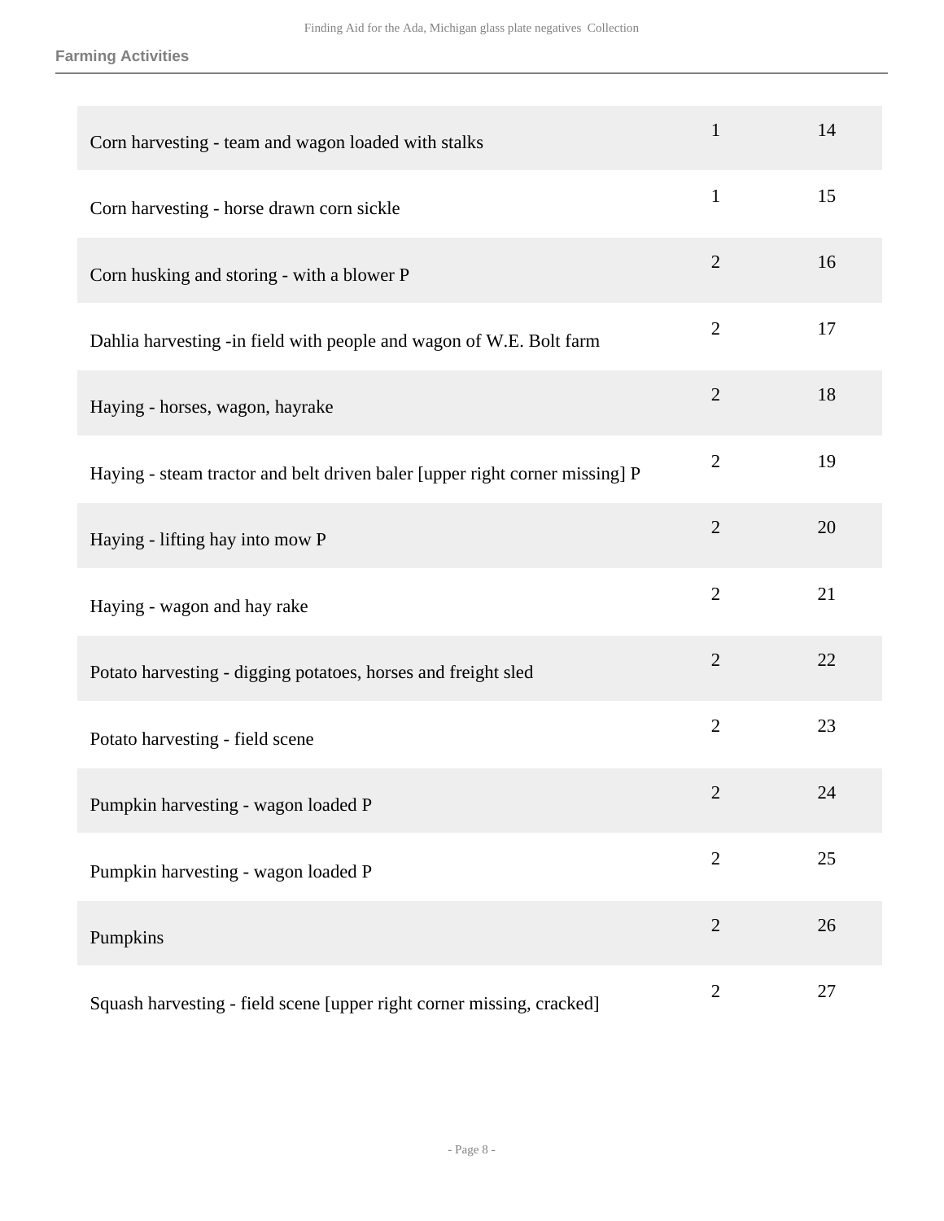## Farming Activities

| | | |
|---|---|---|
| Corn harvesting - team and wagon loaded with stalks | 1 | 14 |
| Corn harvesting - horse drawn corn sickle | 1 | 15 |
| Corn husking and storing - with a blower P | 2 | 16 |
| Dahlia harvesting -in field with people and wagon of W.E. Bolt farm | 2 | 17 |
| Haying - horses, wagon, hayrake | 2 | 18 |
| Haying - steam tractor and belt driven baler [upper right corner missing] P | 2 | 19 |
| Haying - lifting hay into mow P | 2 | 20 |
| Haying - wagon and hay rake | 2 | 21 |
| Potato harvesting - digging potatoes, horses and freight sled | 2 | 22 |
| Potato harvesting - field scene | 2 | 23 |
| Pumpkin harvesting - wagon loaded P | 2 | 24 |
| Pumpkin harvesting - wagon loaded P | 2 | 25 |
| Pumpkins | 2 | 26 |
| Squash harvesting - field scene [upper right corner missing, cracked] | 2 | 27 |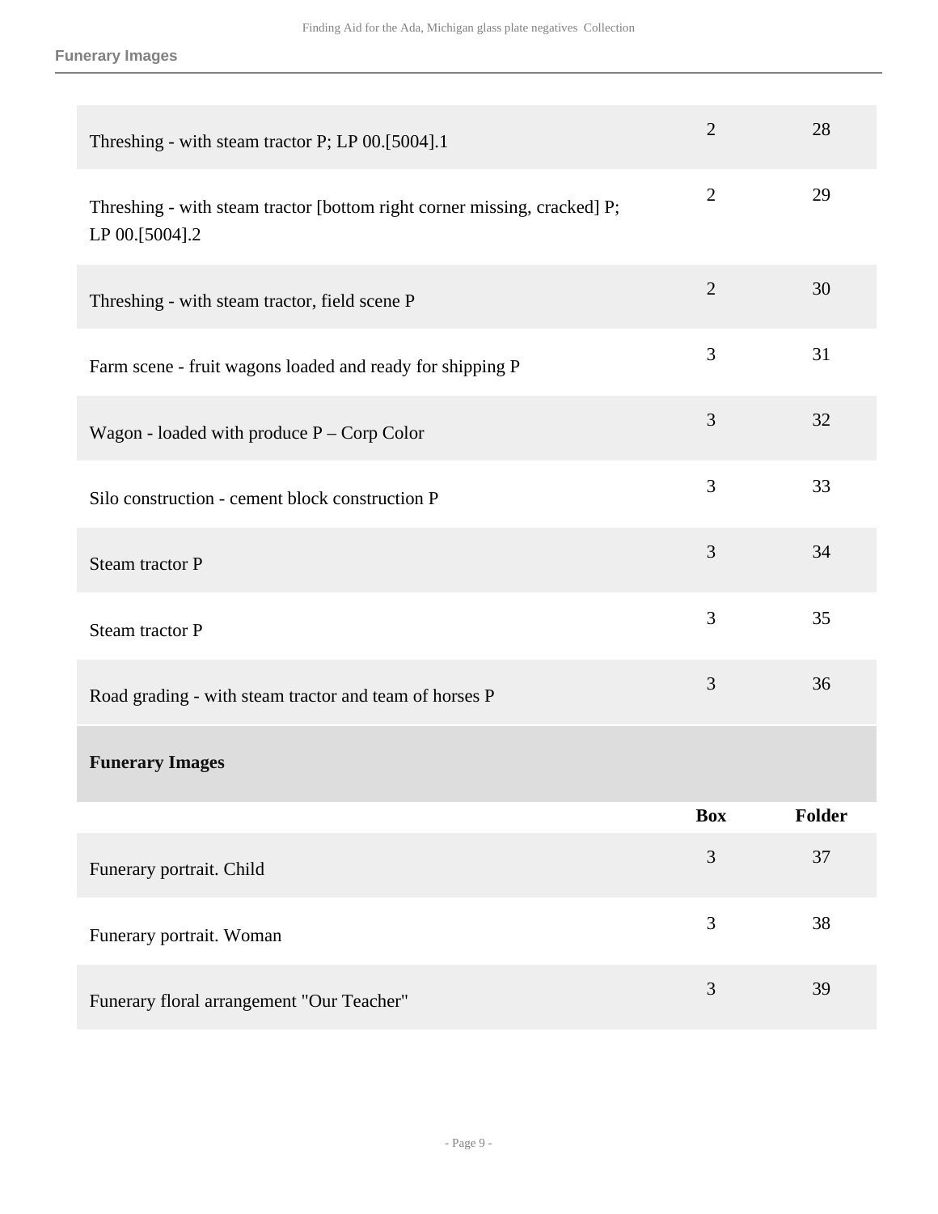| | Box | Folder |
|---|---|---|
| Threshing - with steam tractor P; LP 00.[5004].1 | 2 | 28 |
| Threshing - with steam tractor [bottom right corner missing, cracked] P; LP 00.[5004].2 | 2 | 29 |
| Threshing - with steam tractor, field scene P | 2 | 30 |
| Farm scene - fruit wagons loaded and ready for shipping P | 3 | 31 |
| Wagon - loaded with produce P – Corp Color | 3 | 32 |
| Silo construction - cement block construction P | 3 | 33 |
| Steam tractor P | 3 | 34 |
| Steam tractor P | 3 | 35 |
| Road grading - with steam tractor and team of horses P | 3 | 36 |

### Funerary Images

| | Box | Folder |
|---|---|---|
| Funerary portrait. Child | 3 | 37 |
| Funerary portrait. Woman | 3 | 38 |
| Funerary floral arrangement "Our Teacher" | 3 | 39 |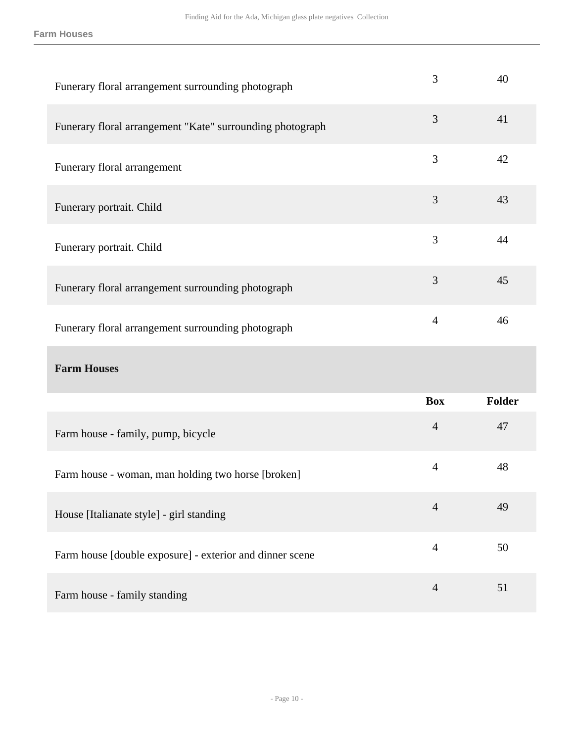| | Box | Folder |
|---|---|---|
| Funerary floral arrangement surrounding photograph | 3 | 40 |
| Funerary floral arrangement "Kate" surrounding photograph | 3 | 41 |
| Funerary floral arrangement | 3 | 42 |
| Funerary portrait. Child | 3 | 43 |
| Funerary portrait. Child | 3 | 44 |
| Funerary floral arrangement surrounding photograph | 3 | 45 |
| Funerary floral arrangement surrounding photograph | 4 | 46 |

### Farm Houses

| | Box | Folder |
|---|---|---|
| Farm house - family, pump, bicycle | 4 | 47 |
| Farm house - woman, man holding two horse [broken] | 4 | 48 |
| House [Italianate style] - girl standing | 4 | 49 |
| Farm house [double exposure] - exterior and dinner scene | 4 | 50 |
| Farm house - family standing | 4 | 51 |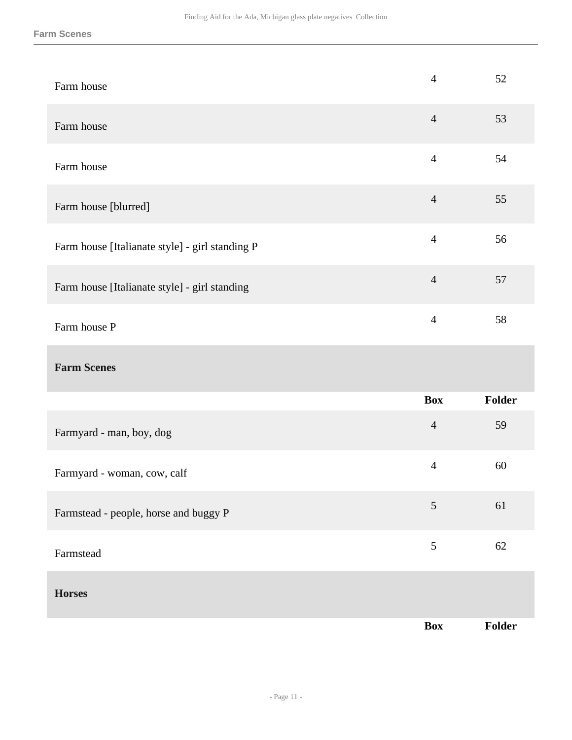| | Box | Folder |
|---|---|---|
| Farm house | 4 | 52 |
| Farm house | 4 | 53 |
| Farm house | 4 | 54 |
| Farm house [blurred] | 4 | 55 |
| Farm house [Italianate style] - girl standing P | 4 | 56 |
| Farm house [Italianate style] - girl standing | 4 | 57 |
| Farm house P | 4 | 58 |

## Farm Scenes

| | Box | Folder |
|---|---|---|
| Farmyard - man, boy, dog | 4 | 59 |
| Farmyard - woman, cow, calf | 4 | 60 |
| Farmstead - people, horse and buggy P | 5 | 61 |
| Farmstead | 5 | 62 |

## Horses

| | Box | Folder |
|---|---|---|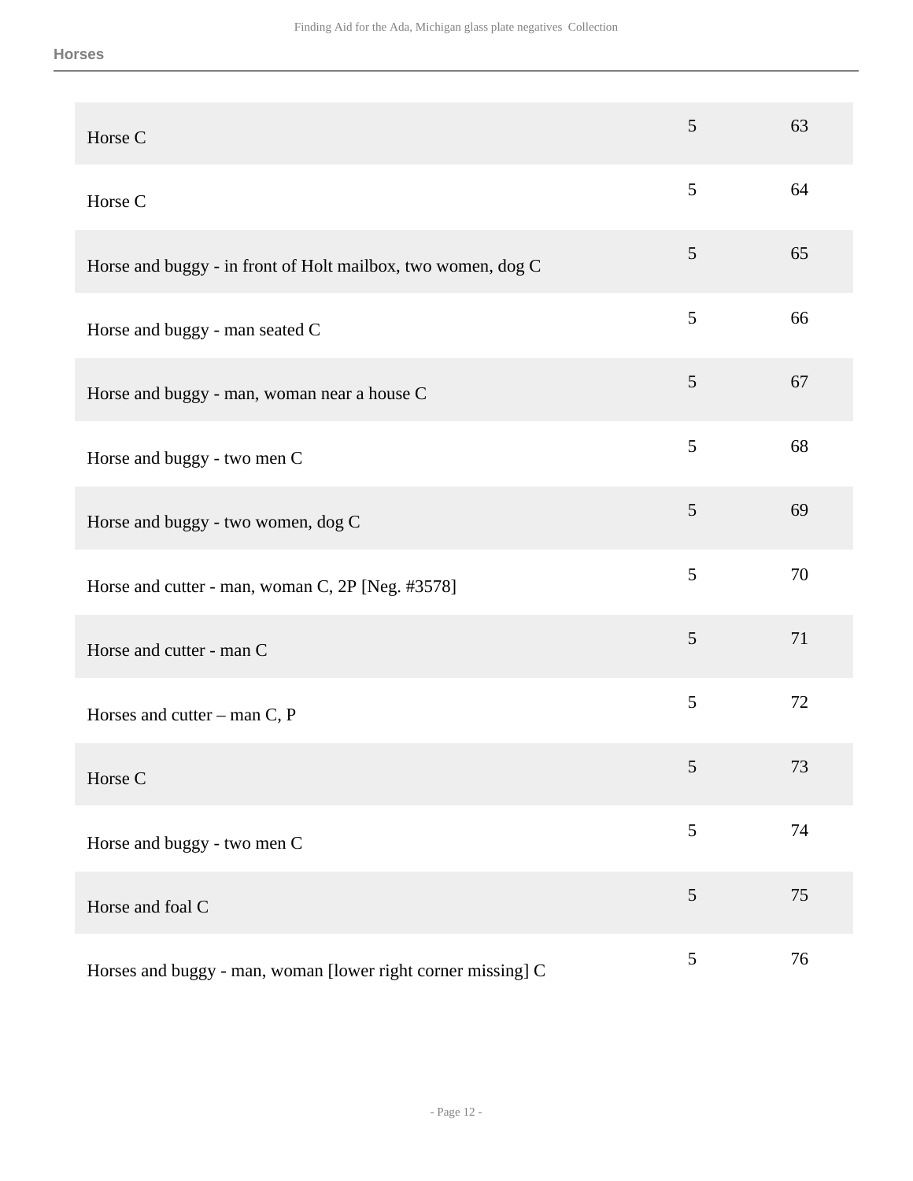## Horses

| Description | Box | Folder |
|---|---|---|
| Horse C | 5 | 63 |
| Horse C | 5 | 64 |
| Horse and buggy - in front of Holt mailbox, two women, dog C | 5 | 65 |
| Horse and buggy - man seated C | 5 | 66 |
| Horse and buggy - man, woman near a house C | 5 | 67 |
| Horse and buggy - two men C | 5 | 68 |
| Horse and buggy - two women, dog C | 5 | 69 |
| Horse and cutter - man, woman C, 2P [Neg. #3578] | 5 | 70 |
| Horse and cutter - man C | 5 | 71 |
| Horses and cutter – man C, P | 5 | 72 |
| Horse C | 5 | 73 |
| Horse and buggy - two men C | 5 | 74 |
| Horse and foal C | 5 | 75 |
| Horses and buggy - man, woman [lower right corner missing] C | 5 | 76 |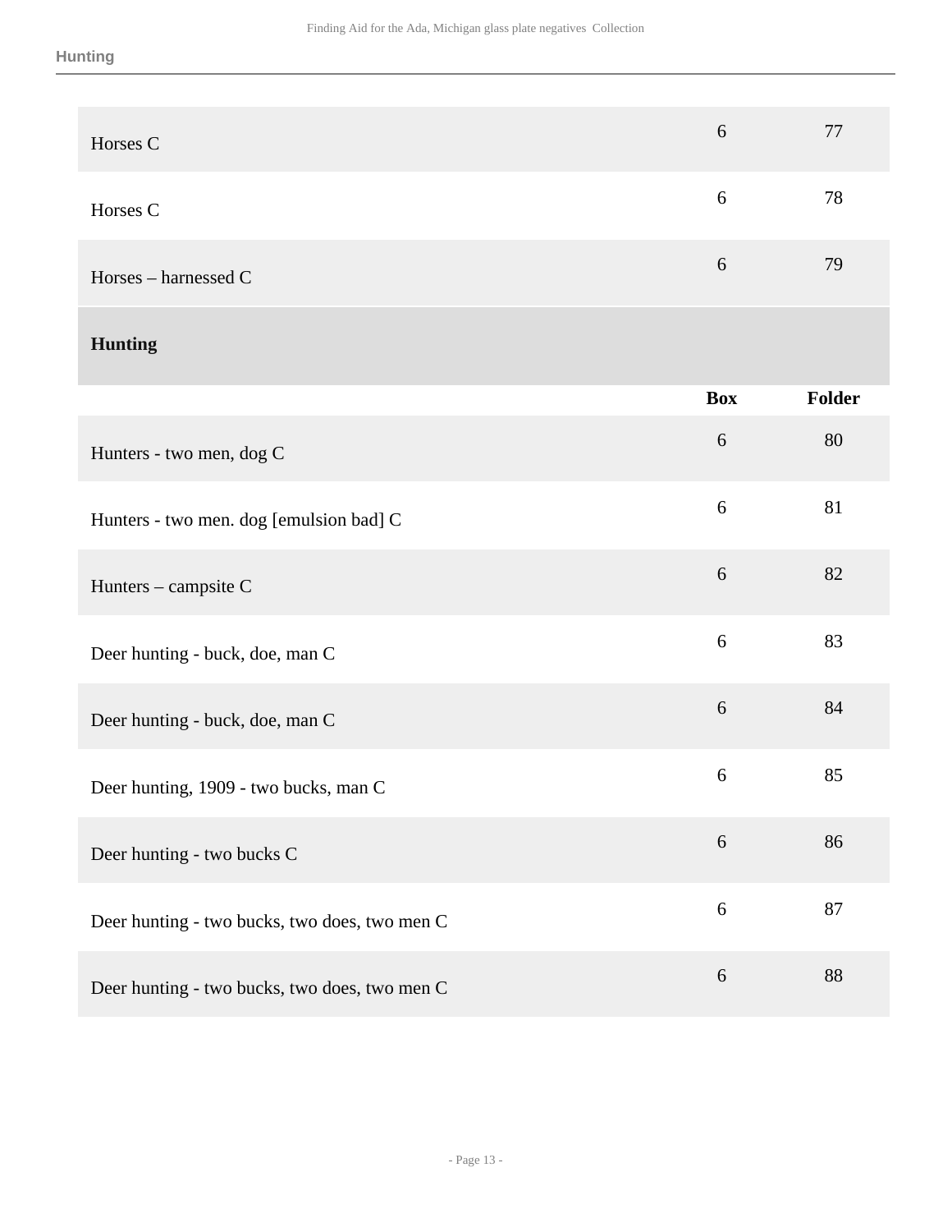| | | |
|---|---|---|
| Horses C | 6 | 77 |
| Horses C | 6 | 78 |
| Horses – harnessed C | 6 | 79 |

## Hunting

| | Box | Folder |
|---|---|---|
| Hunters - two men, dog C | 6 | 80 |
| Hunters - two men. dog [emulsion bad] C | 6 | 81 |
| Hunters – campsite C | 6 | 82 |
| Deer hunting - buck, doe, man C | 6 | 83 |
| Deer hunting - buck, doe, man C | 6 | 84 |
| Deer hunting, 1909 - two bucks, man C | 6 | 85 |
| Deer hunting - two bucks C | 6 | 86 |
| Deer hunting - two bucks, two does, two men C | 6 | 87 |
| Deer hunting - two bucks, two does, two men C | 6 | 88 |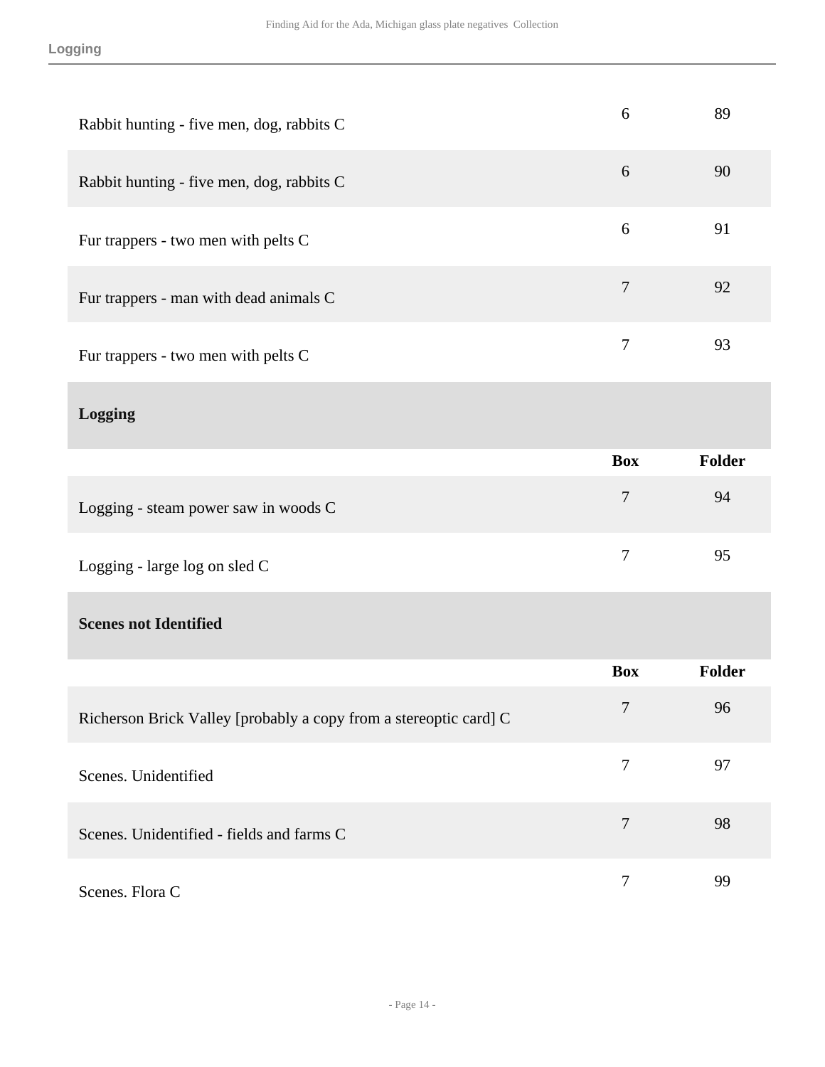| | Box | Folder |
|---|---|---|
| Rabbit hunting - five men, dog, rabbits C | 6 | 89 |
| Rabbit hunting - five men, dog, rabbits C | 6 | 90 |
| Fur trappers - two men with pelts C | 6 | 91 |
| Fur trappers - man with dead animals C | 7 | 92 |
| Fur trappers - two men with pelts C | 7 | 93 |

### Logging

| | Box | Folder |
|---|---|---|
| Logging - steam power saw in woods C | 7 | 94 |
| Logging - large log on sled C | 7 | 95 |

### Scenes not Identified

| | Box | Folder |
|---|---|---|
| Richerson Brick Valley [probably a copy from a stereoptic card] C | 7 | 96 |
| Scenes. Unidentified | 7 | 97 |
| Scenes. Unidentified - fields and farms C | 7 | 98 |
| Scenes. Flora C | 7 | 99 |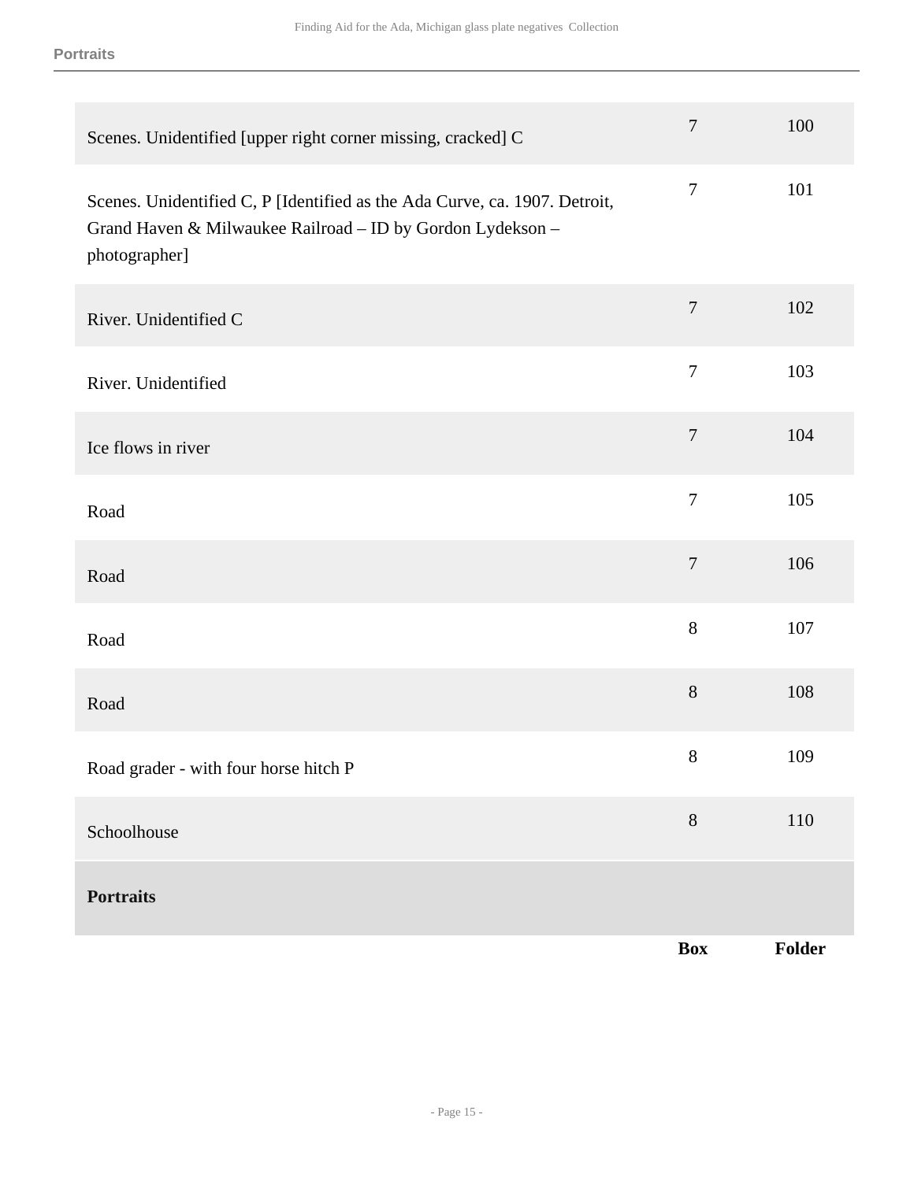| | Box | Folder |
|---|---|---|
| Scenes. Unidentified [upper right corner missing, cracked] C | 7 | 100 |
| Scenes. Unidentified C, P [Identified as the Ada Curve, ca. 1907. Detroit, Grand Haven & Milwaukee Railroad – ID by Gordon Lydekson – photographer] | 7 | 101 |
| River. Unidentified C | 7 | 102 |
| River. Unidentified | 7 | 103 |
| Ice flows in river | 7 | 104 |
| Road | 7 | 105 |
| Road | 7 | 106 |
| Road | 8 | 107 |
| Road | 8 | 108 |
| Road grader - with four horse hitch P | 8 | 109 |
| Schoolhouse | 8 | 110 |

## Portraits

| | Box | Folder |
|---|---|---|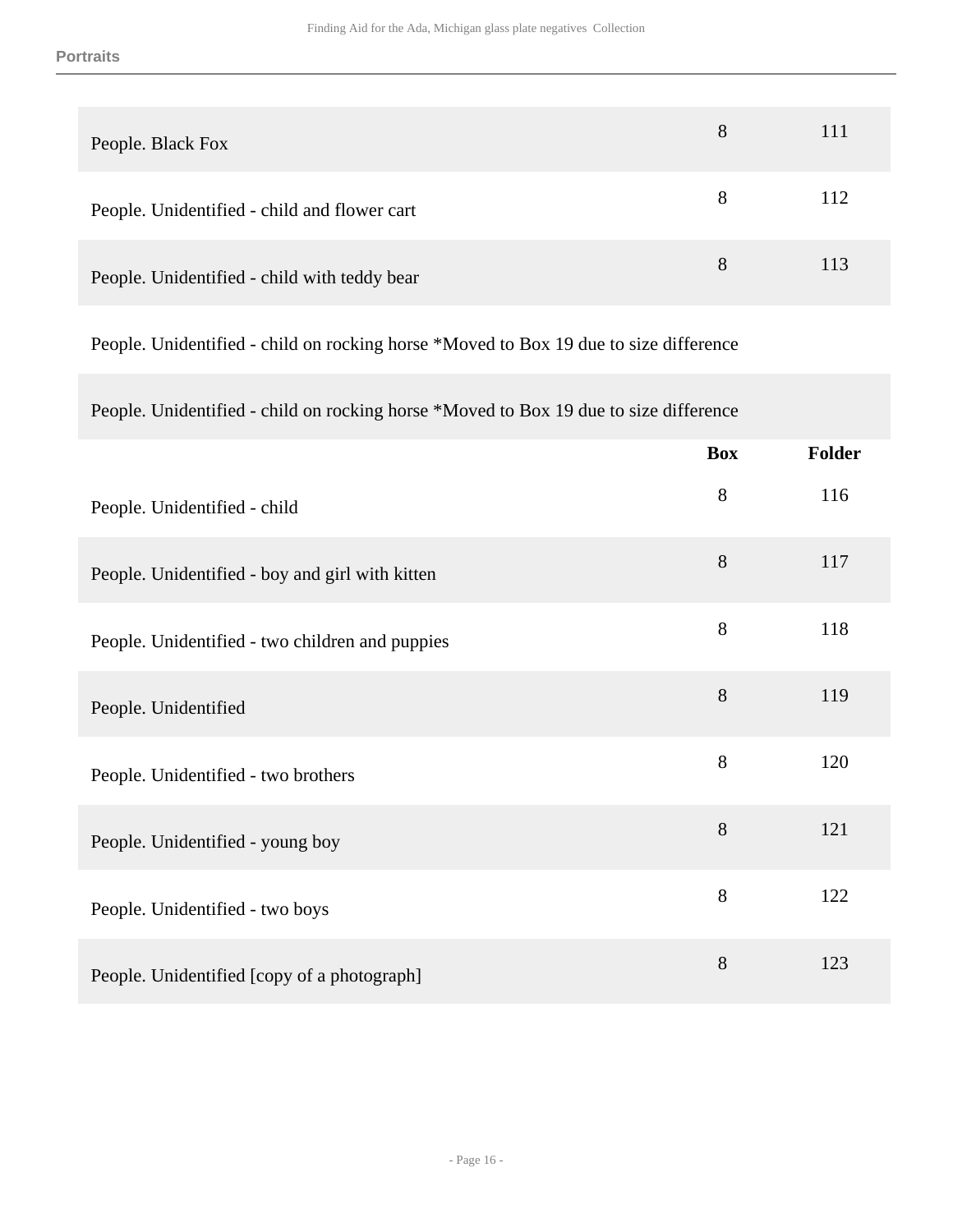**Portraits**

| | Box | Folder |
|---|---|---|
| People. Black Fox | 8 | 111 |
| People. Unidentified - child and flower cart | 8 | 112 |
| People. Unidentified - child with teddy bear | 8 | 113 |
| People. Unidentified - child on rocking horse *Moved to Box 19 due to size difference | | |
| People. Unidentified - child on rocking horse *Moved to Box 19 due to size difference | | |

| | Box | Folder |
|---|---|---|
| People. Unidentified - child | 8 | 116 |
| People. Unidentified - boy and girl with kitten | 8 | 117 |
| People. Unidentified - two children and puppies | 8 | 118 |
| People. Unidentified | 8 | 119 |
| People. Unidentified - two brothers | 8 | 120 |
| People. Unidentified - young boy | 8 | 121 |
| People. Unidentified - two boys | 8 | 122 |
| People. Unidentified [copy of a photograph] | 8 | 123 |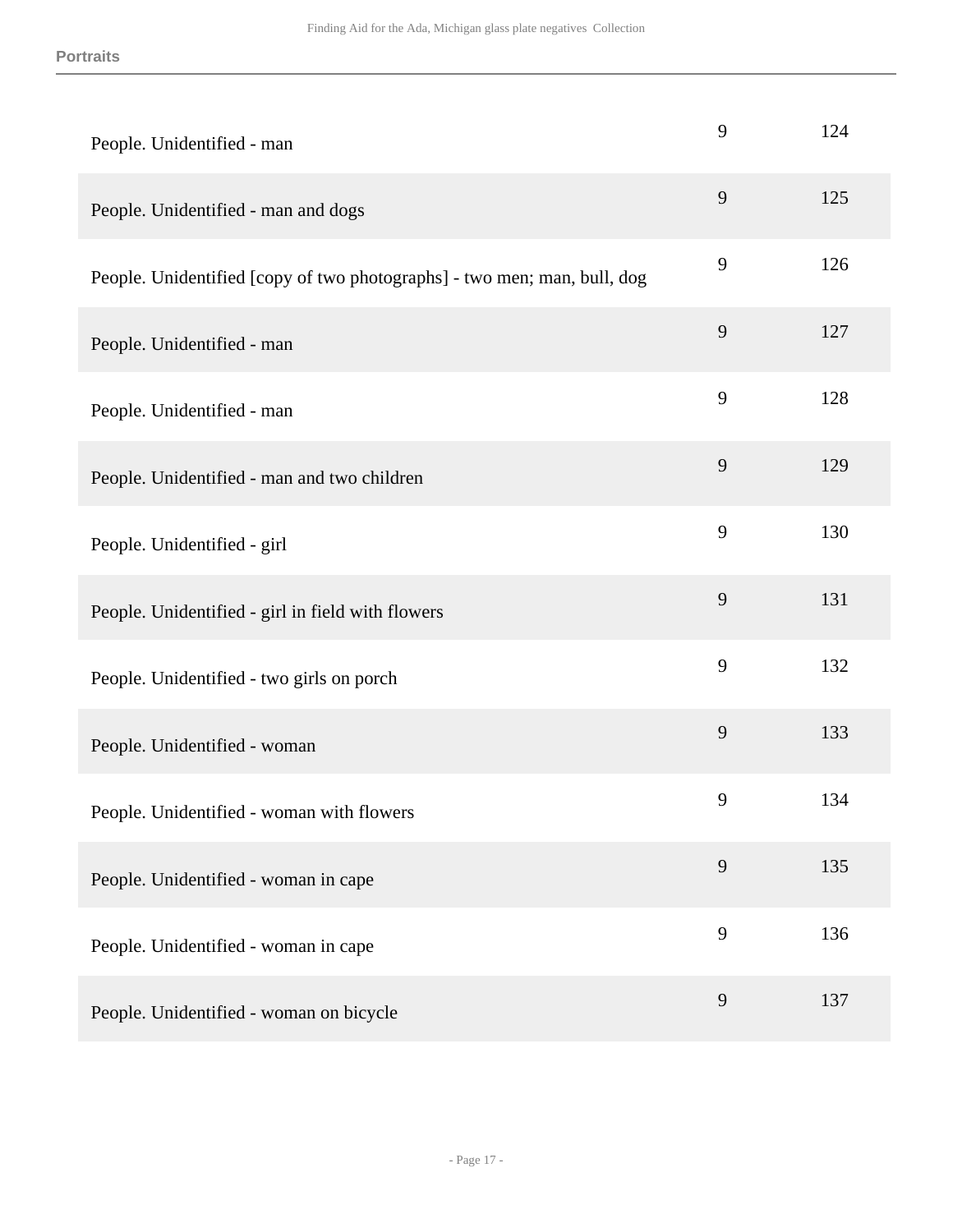| | | |
|---|---|---|
| People. Unidentified - man | 9 | 124 |
| People. Unidentified - man and dogs | 9 | 125 |
| People. Unidentified [copy of two photographs] - two men; man, bull, dog | 9 | 126 |
| People. Unidentified - man | 9 | 127 |
| People. Unidentified - man | 9 | 128 |
| People. Unidentified - man and two children | 9 | 129 |
| People. Unidentified - girl | 9 | 130 |
| People. Unidentified - girl in field with flowers | 9 | 131 |
| People. Unidentified - two girls on porch | 9 | 132 |
| People. Unidentified - woman | 9 | 133 |
| People. Unidentified - woman with flowers | 9 | 134 |
| People. Unidentified - woman in cape | 9 | 135 |
| People. Unidentified - woman in cape | 9 | 136 |
| People. Unidentified - woman on bicycle | 9 | 137 |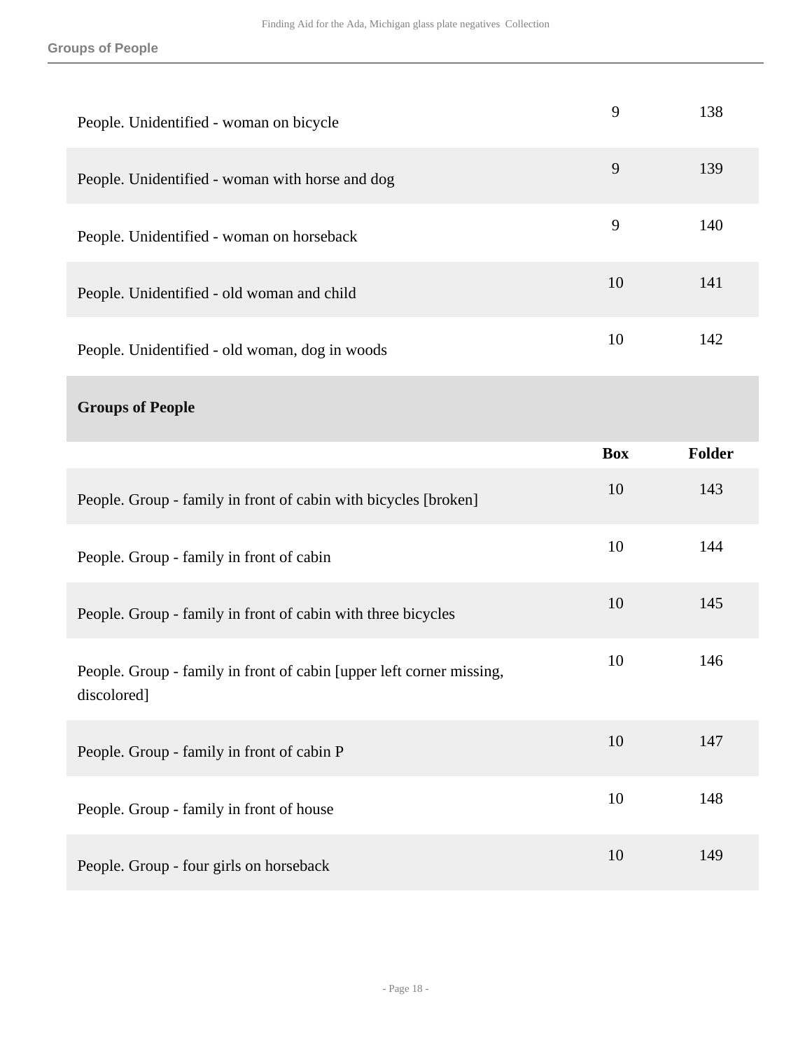| | | |
|---|---|---|
| People. Unidentified - woman on bicycle | 9 | 138 |
| People. Unidentified - woman with horse and dog | 9 | 139 |
| People. Unidentified - woman on horseback | 9 | 140 |
| People. Unidentified - old woman and child | 10 | 141 |
| People. Unidentified - old woman, dog in woods | 10 | 142 |

## Groups of People

| | Box | Folder |
|---|---|---|
| People. Group - family in front of cabin with bicycles [broken] | 10 | 143 |
| People. Group - family in front of cabin | 10 | 144 |
| People. Group - family in front of cabin with three bicycles | 10 | 145 |
| People. Group - family in front of cabin [upper left corner missing, discolored] | 10 | 146 |
| People. Group - family in front of cabin P | 10 | 147 |
| People. Group - family in front of house | 10 | 148 |
| People. Group - four girls on horseback | 10 | 149 |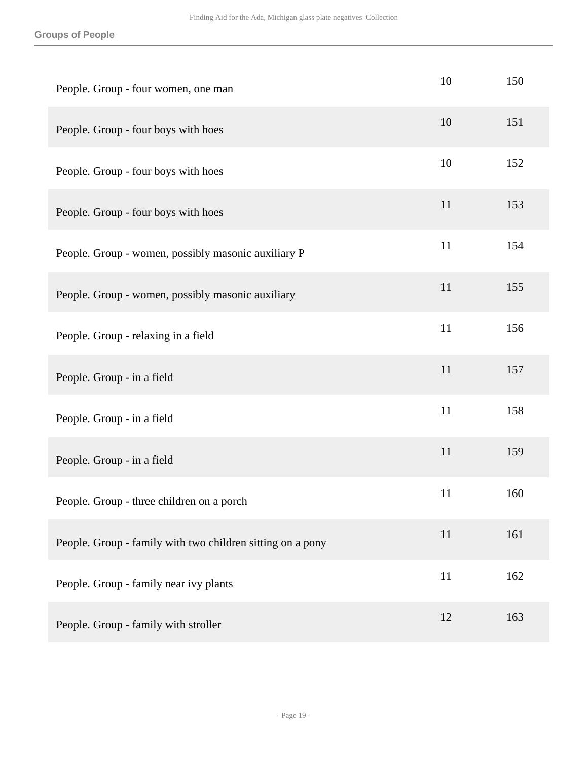## Groups of People

| | | |
|---|---|---|
| People. Group - four women, one man | 10 | 150 |
| People. Group - four boys with hoes | 10 | 151 |
| People. Group - four boys with hoes | 10 | 152 |
| People. Group - four boys with hoes | 11 | 153 |
| People. Group - women, possibly masonic auxiliary P | 11 | 154 |
| People. Group - women, possibly masonic auxiliary | 11 | 155 |
| People. Group - relaxing in a field | 11 | 156 |
| People. Group - in a field | 11 | 157 |
| People. Group - in a field | 11 | 158 |
| People. Group - in a field | 11 | 159 |
| People. Group - three children on a porch | 11 | 160 |
| People. Group - family with two children sitting on a pony | 11 | 161 |
| People. Group - family near ivy plants | 11 | 162 |
| People. Group - family with stroller | 12 | 163 |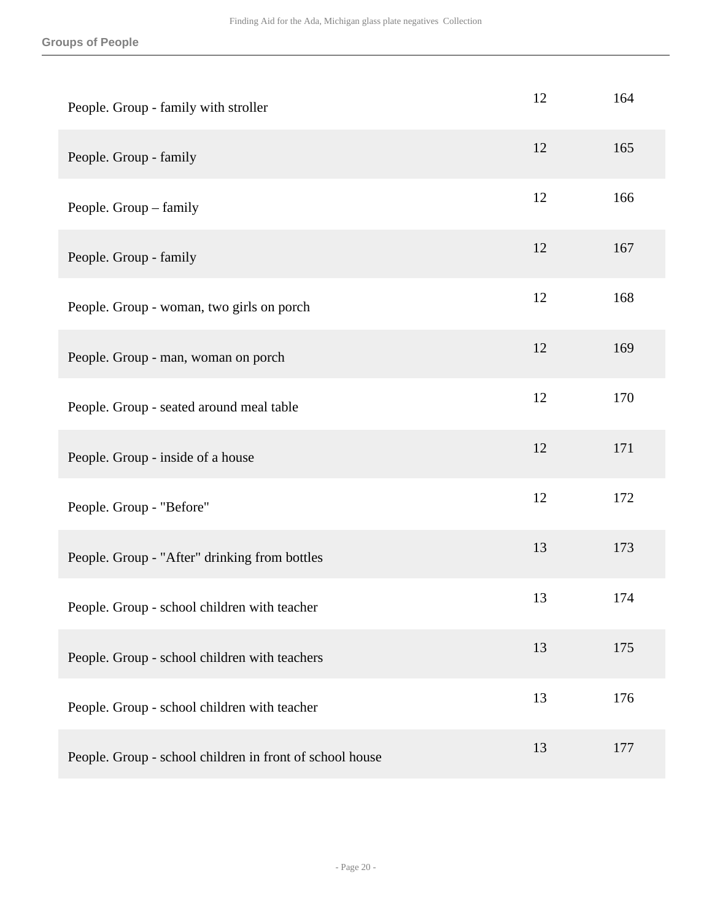## Groups of People

| | | |
|---|---|---|
| People. Group - family with stroller | 12 | 164 |
| People. Group - family | 12 | 165 |
| People. Group – family | 12 | 166 |
| People. Group - family | 12 | 167 |
| People. Group - woman, two girls on porch | 12 | 168 |
| People. Group - man, woman on porch | 12 | 169 |
| People. Group - seated around meal table | 12 | 170 |
| People. Group - inside of a house | 12 | 171 |
| People. Group - "Before" | 12 | 172 |
| People. Group - "After" drinking from bottles | 13 | 173 |
| People. Group - school children with teacher | 13 | 174 |
| People. Group - school children with teachers | 13 | 175 |
| People. Group - school children with teacher | 13 | 176 |
| People. Group - school children in front of school house | 13 | 177 |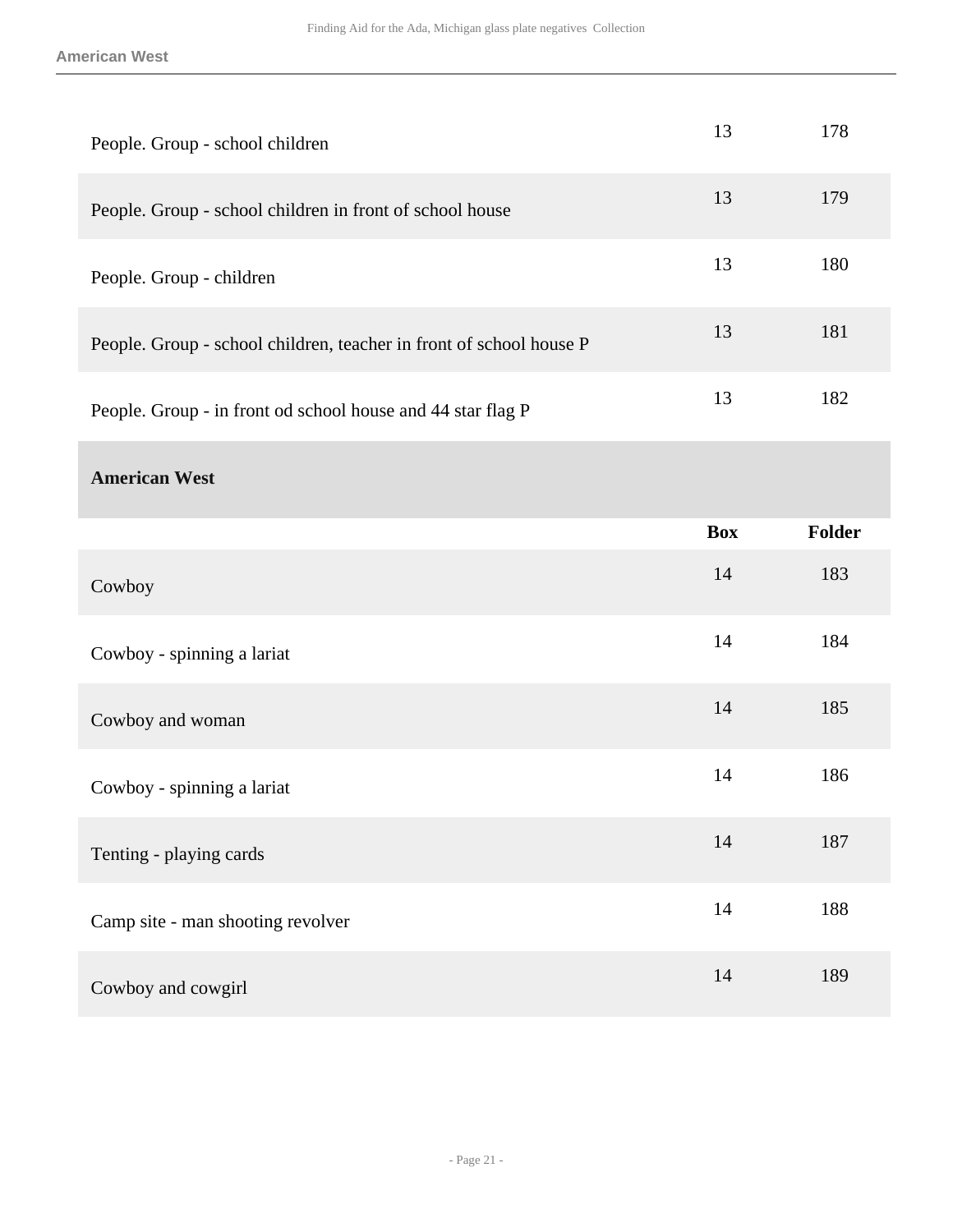| | | |
|---|---|---|
| People. Group - school children | 13 | 178 |
| People. Group - school children in front of school house | 13 | 179 |
| People. Group - children | 13 | 180 |
| People. Group - school children, teacher in front of school house P | 13 | 181 |
| People. Group - in front od school house and 44 star flag P | 13 | 182 |

## American West

| | Box | Folder |
|---|---|---|
| Cowboy | 14 | 183 |
| Cowboy - spinning a lariat | 14 | 184 |
| Cowboy and woman | 14 | 185 |
| Cowboy - spinning a lariat | 14 | 186 |
| Tenting - playing cards | 14 | 187 |
| Camp site - man shooting revolver | 14 | 188 |
| Cowboy and cowgirl | 14 | 189 |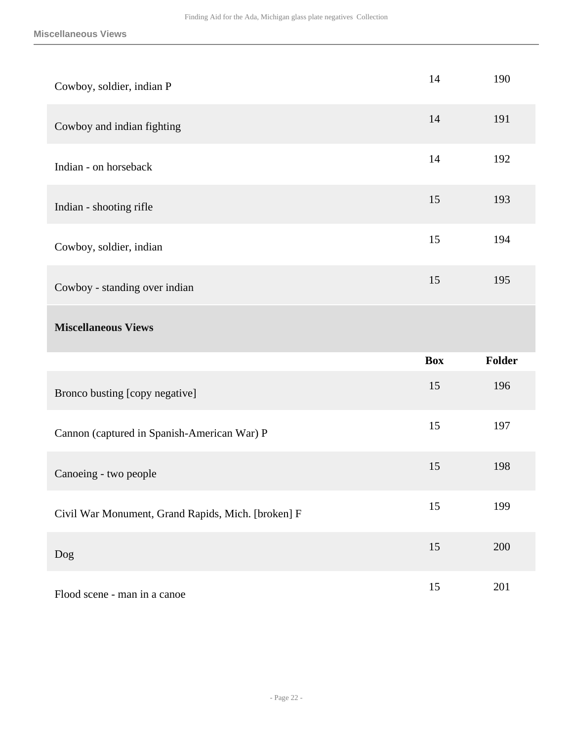| | | |
|---|---|---|
| Cowboy, soldier, indian P | 14 | 190 |
| Cowboy and indian fighting | 14 | 191 |
| Indian - on horseback | 14 | 192 |
| Indian - shooting rifle | 15 | 193 |
| Cowboy, soldier, indian | 15 | 194 |
| Cowboy - standing over indian | 15 | 195 |

## Miscellaneous Views

| | Box | Folder |
|---|---|---|
| Bronco busting [copy negative] | 15 | 196 |
| Cannon (captured in Spanish-American War) P | 15 | 197 |
| Canoeing - two people | 15 | 198 |
| Civil War Monument, Grand Rapids, Mich. [broken] F | 15 | 199 |
| Dog | 15 | 200 |
| Flood scene - man in a canoe | 15 | 201 |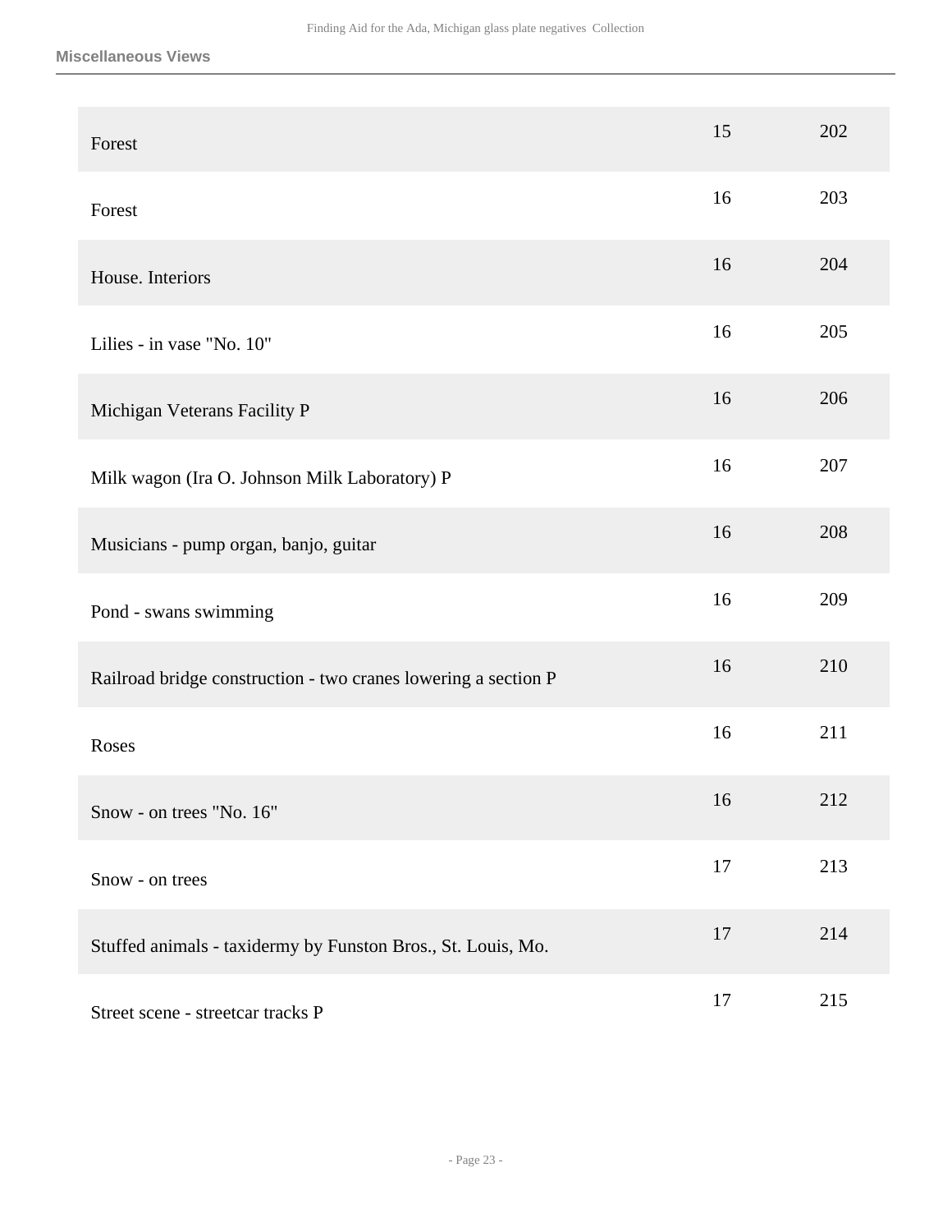**Miscellaneous Views**

| | | |
|---|---|---|
| Forest | 15 | 202 |
| Forest | 16 | 203 |
| House. Interiors | 16 | 204 |
| Lilies - in vase "No. 10" | 16 | 205 |
| Michigan Veterans Facility P | 16 | 206 |
| Milk wagon (Ira O. Johnson Milk Laboratory) P | 16 | 207 |
| Musicians - pump organ, banjo, guitar | 16 | 208 |
| Pond - swans swimming | 16 | 209 |
| Railroad bridge construction - two cranes lowering a section P | 16 | 210 |
| Roses | 16 | 211 |
| Snow - on trees "No. 16" | 16 | 212 |
| Snow - on trees | 17 | 213 |
| Stuffed animals - taxidermy by Funston Bros., St. Louis, Mo. | 17 | 214 |
| Street scene - streetcar tracks P | 17 | 215 |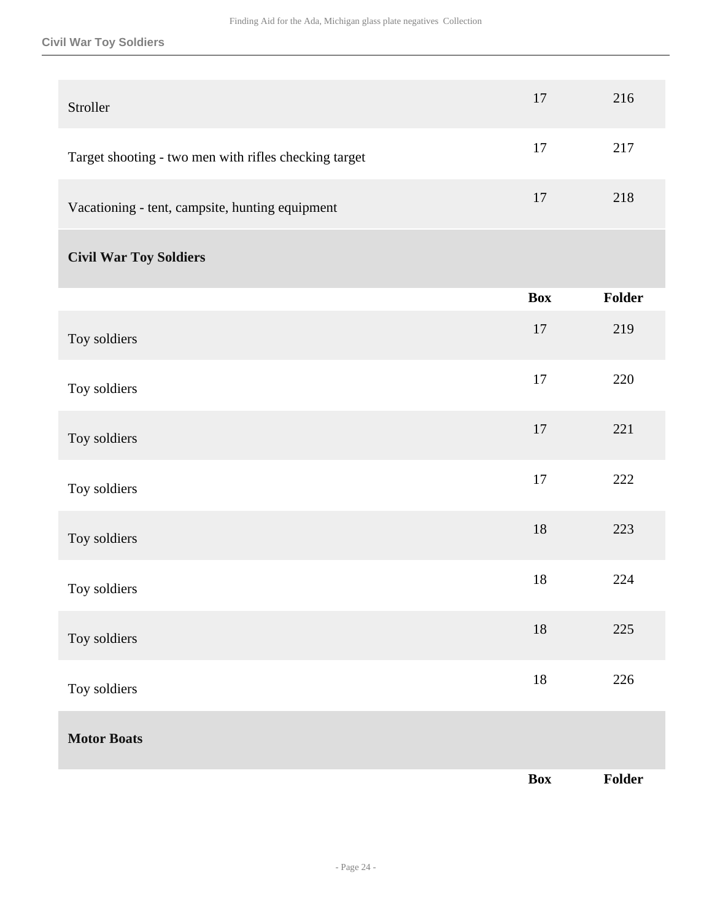| | Box | Folder |
|---|---|---|
| Stroller | 17 | 216 |
| Target shooting - two men with rifles checking target | 17 | 217 |
| Vacationing - tent, campsite, hunting equipment | 17 | 218 |

### Civil War Toy Soldiers

| | Box | Folder |
|---|---|---|
| Toy soldiers | 17 | 219 |
| Toy soldiers | 17 | 220 |
| Toy soldiers | 17 | 221 |
| Toy soldiers | 17 | 222 |
| Toy soldiers | 18 | 223 |
| Toy soldiers | 18 | 224 |
| Toy soldiers | 18 | 225 |
| Toy soldiers | 18 | 226 |

### Motor Boats

| | Box | Folder |
|---|---|---|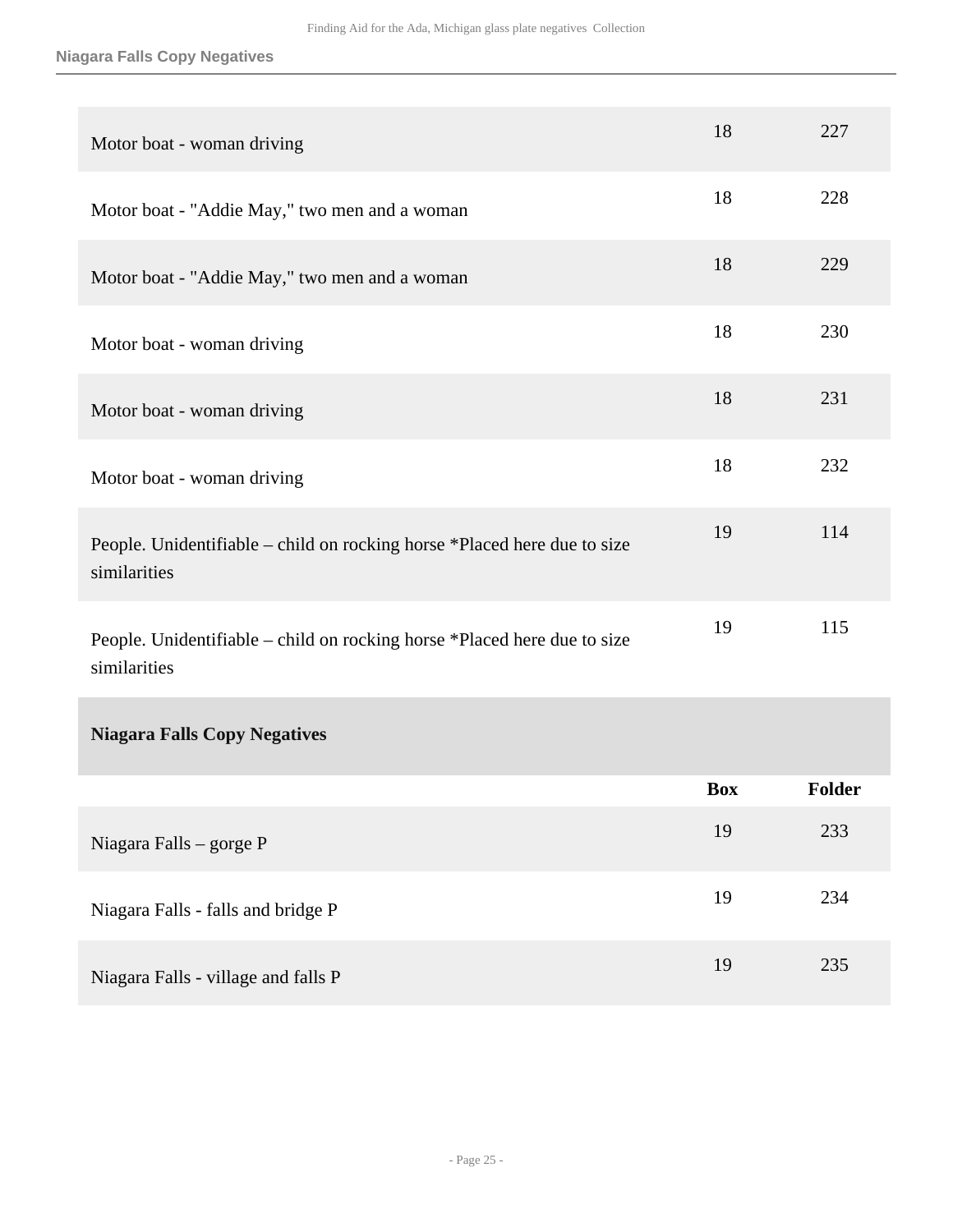| | Box | Folder |
|---|---|---|
| Motor boat - woman driving | 18 | 227 |
| Motor boat - "Addie May," two men and a woman | 18 | 228 |
| Motor boat - "Addie May," two men and a woman | 18 | 229 |
| Motor boat - woman driving | 18 | 230 |
| Motor boat - woman driving | 18 | 231 |
| Motor boat - woman driving | 18 | 232 |
| People. Unidentifiable – child on rocking horse *Placed here due to size similarities | 19 | 114 |
| People. Unidentifiable – child on rocking horse *Placed here due to size similarities | 19 | 115 |

**Niagara Falls Copy Negatives**

| | Box | Folder |
|---|---|---|
| Niagara Falls – gorge P | 19 | 233 |
| Niagara Falls - falls and bridge P | 19 | 234 |
| Niagara Falls - village and falls P | 19 | 235 |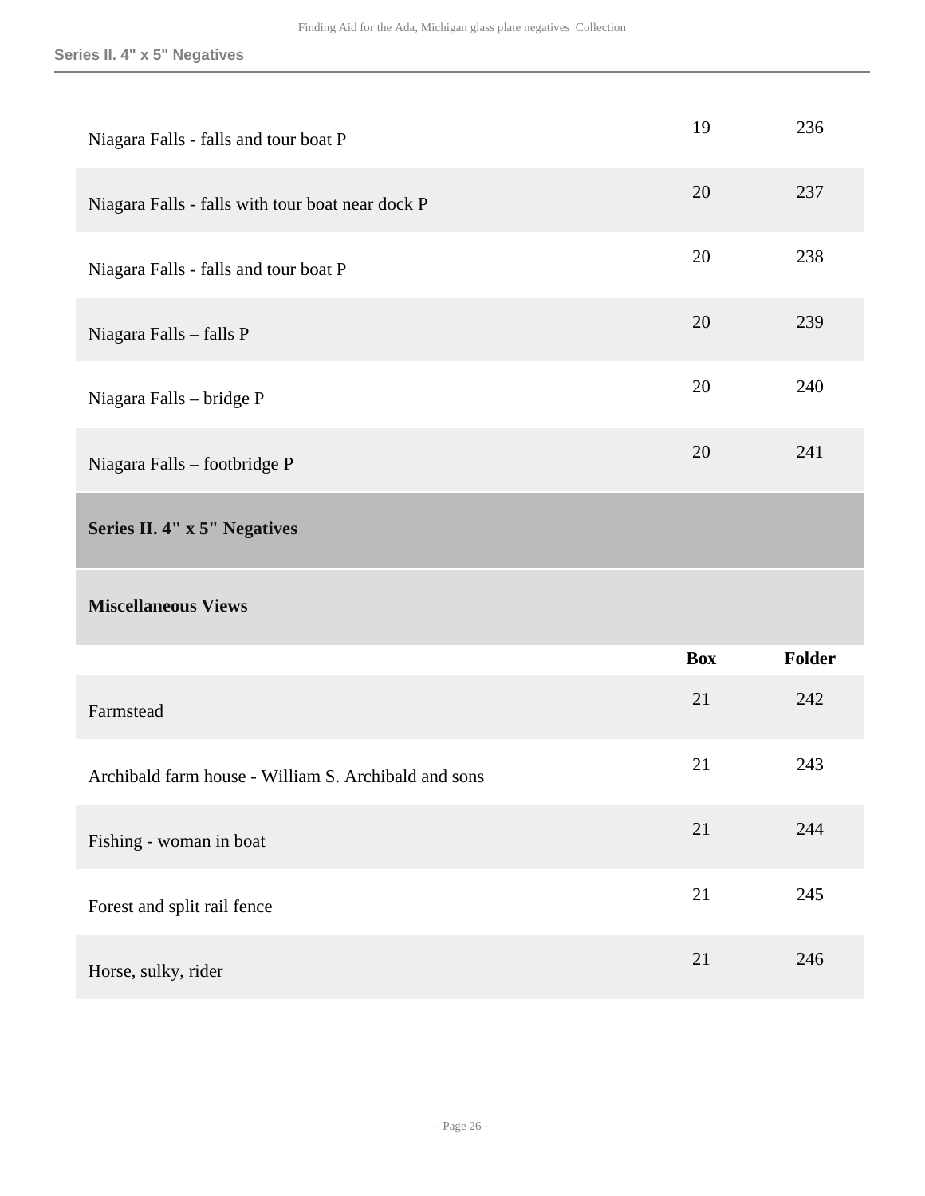| | | |
|---|---|---|
| Niagara Falls - falls and tour boat P | 19 | 236 |
| Niagara Falls - falls with tour boat near dock P | 20 | 237 |
| Niagara Falls - falls and tour boat P | 20 | 238 |
| Niagara Falls – falls P | 20 | 239 |
| Niagara Falls – bridge P | 20 | 240 |
| Niagara Falls – footbridge P | 20 | 241 |

**Series II. 4" x 5" Negatives**

**Miscellaneous Views**

| | Box | Folder |
|---|---|---|
| Farmstead | 21 | 242 |
| Archibald farm house - William S. Archibald and sons | 21 | 243 |
| Fishing - woman in boat | 21 | 244 |
| Forest and split rail fence | 21 | 245 |
| Horse, sulky, rider | 21 | 246 |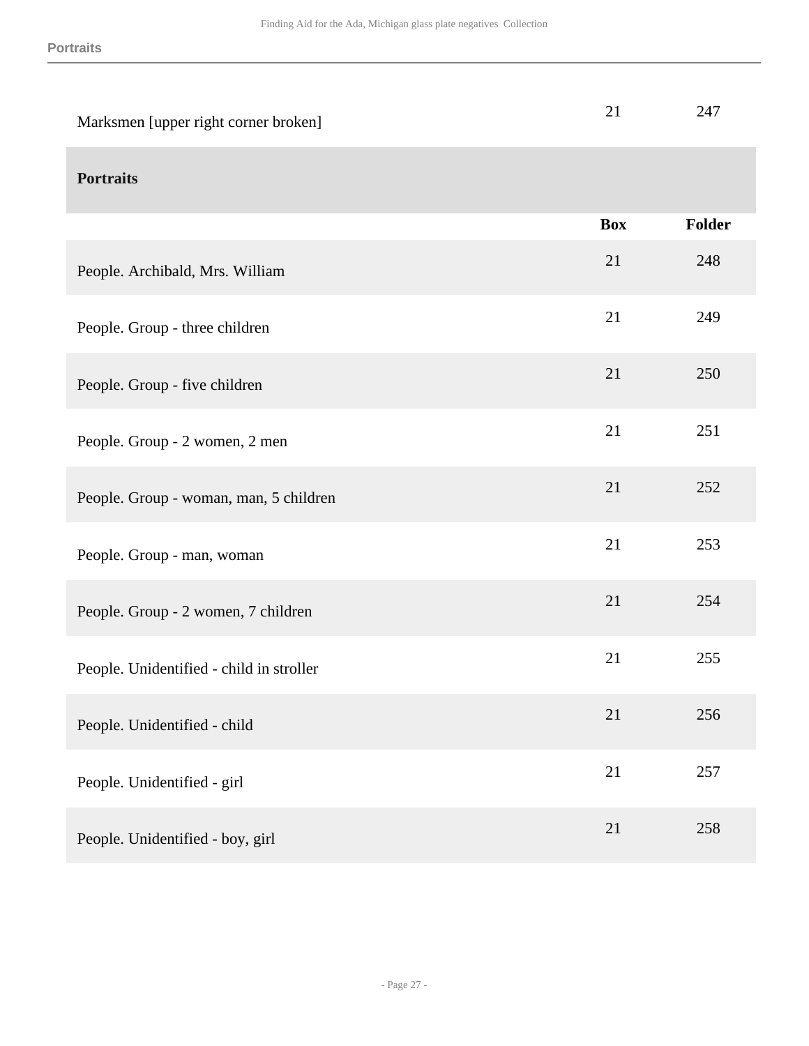| | | |
|---|---|---|
| Marksmen [upper right corner broken] | 21 | 247 |

## Portraits

| | Box | Folder |
|---|---|---|
| People. Archibald, Mrs. William | 21 | 248 |
| People. Group - three children | 21 | 249 |
| People. Group - five children | 21 | 250 |
| People. Group - 2 women, 2 men | 21 | 251 |
| People. Group - woman, man, 5 children | 21 | 252 |
| People. Group - man, woman | 21 | 253 |
| People. Group - 2 women, 7 children | 21 | 254 |
| People. Unidentified - child in stroller | 21 | 255 |
| People. Unidentified - child | 21 | 256 |
| People. Unidentified - girl | 21 | 257 |
| People. Unidentified - boy, girl | 21 | 258 |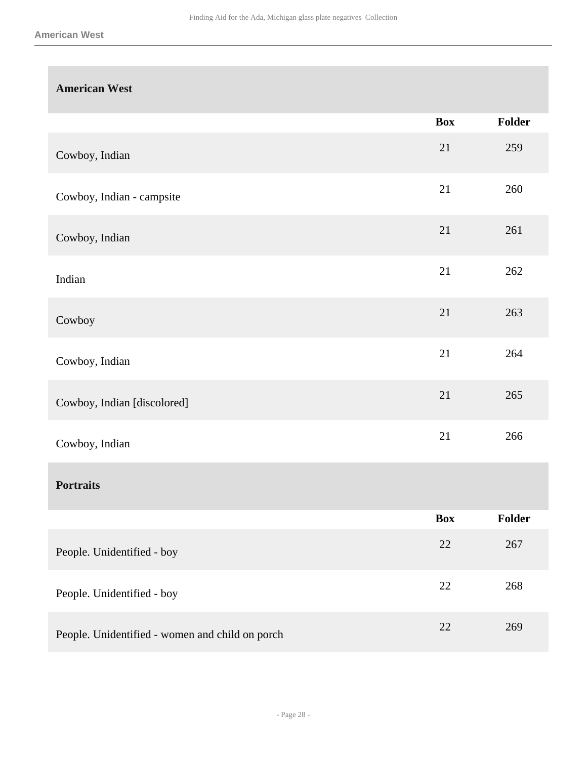## American West

| | Box | Folder |
|---|---|---|
| Cowboy, Indian | 21 | 259 |
| Cowboy, Indian - campsite | 21 | 260 |
| Cowboy, Indian | 21 | 261 |
| Indian | 21 | 262 |
| Cowboy | 21 | 263 |
| Cowboy, Indian | 21 | 264 |
| Cowboy, Indian [discolored] | 21 | 265 |
| Cowboy, Indian | 21 | 266 |

## Portraits

| | Box | Folder |
|---|---|---|
| People. Unidentified - boy | 22 | 267 |
| People. Unidentified - boy | 22 | 268 |
| People. Unidentified - women and child on porch | 22 | 269 |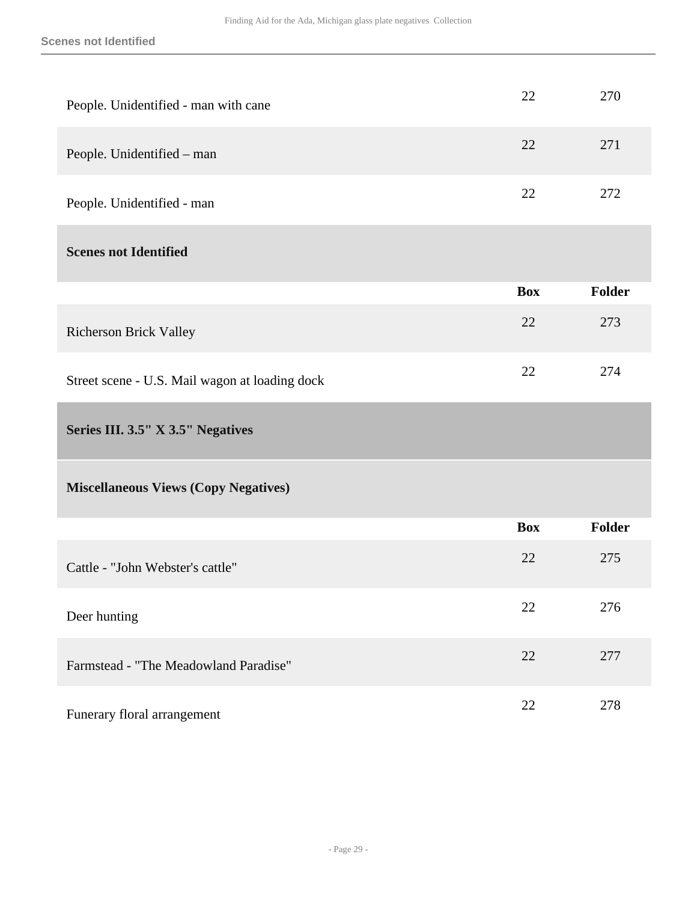| | | |
|---|---|---|
| People. Unidentified - man with cane | 22 | 270 |
| People. Unidentified – man | 22 | 271 |
| People. Unidentified - man | 22 | 272 |

### Scenes not Identified

| | Box | Folder |
|---|---|---|
| Richerson Brick Valley | 22 | 273 |
| Street scene - U.S. Mail wagon at loading dock | 22 | 274 |

## Series III. 3.5" X 3.5" Negatives

### Miscellaneous Views (Copy Negatives)

| | Box | Folder |
|---|---|---|
| Cattle - "John Webster's cattle" | 22 | 275 |
| Deer hunting | 22 | 276 |
| Farmstead - "The Meadowland Paradise" | 22 | 277 |
| Funerary floral arrangement | 22 | 278 |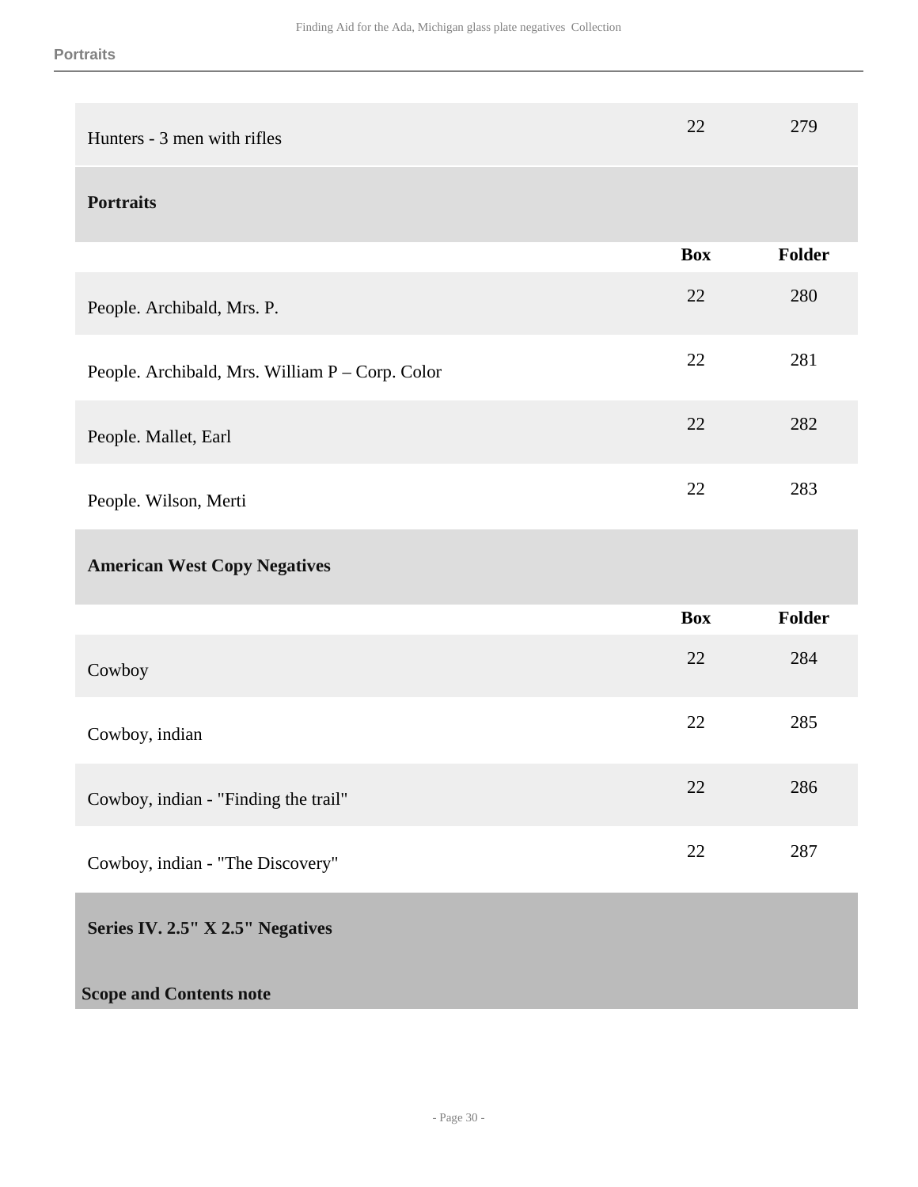| | | |
|---|---|---|
| Hunters - 3 men with rifles | 22 | 279 |

### Portraits

| | Box | Folder |
|---|---|---|
| People. Archibald, Mrs. P. | 22 | 280 |
| People. Archibald, Mrs. William P – Corp. Color | 22 | 281 |
| People. Mallet, Earl | 22 | 282 |
| People. Wilson, Merti | 22 | 283 |

### American West Copy Negatives

| | Box | Folder |
|---|---|---|
| Cowboy | 22 | 284 |
| Cowboy, indian | 22 | 285 |
| Cowboy, indian - "Finding the trail" | 22 | 286 |
| Cowboy, indian - "The Discovery" | 22 | 287 |

## Series IV. 2.5" X 2.5" Negatives

**Scope and Contents note**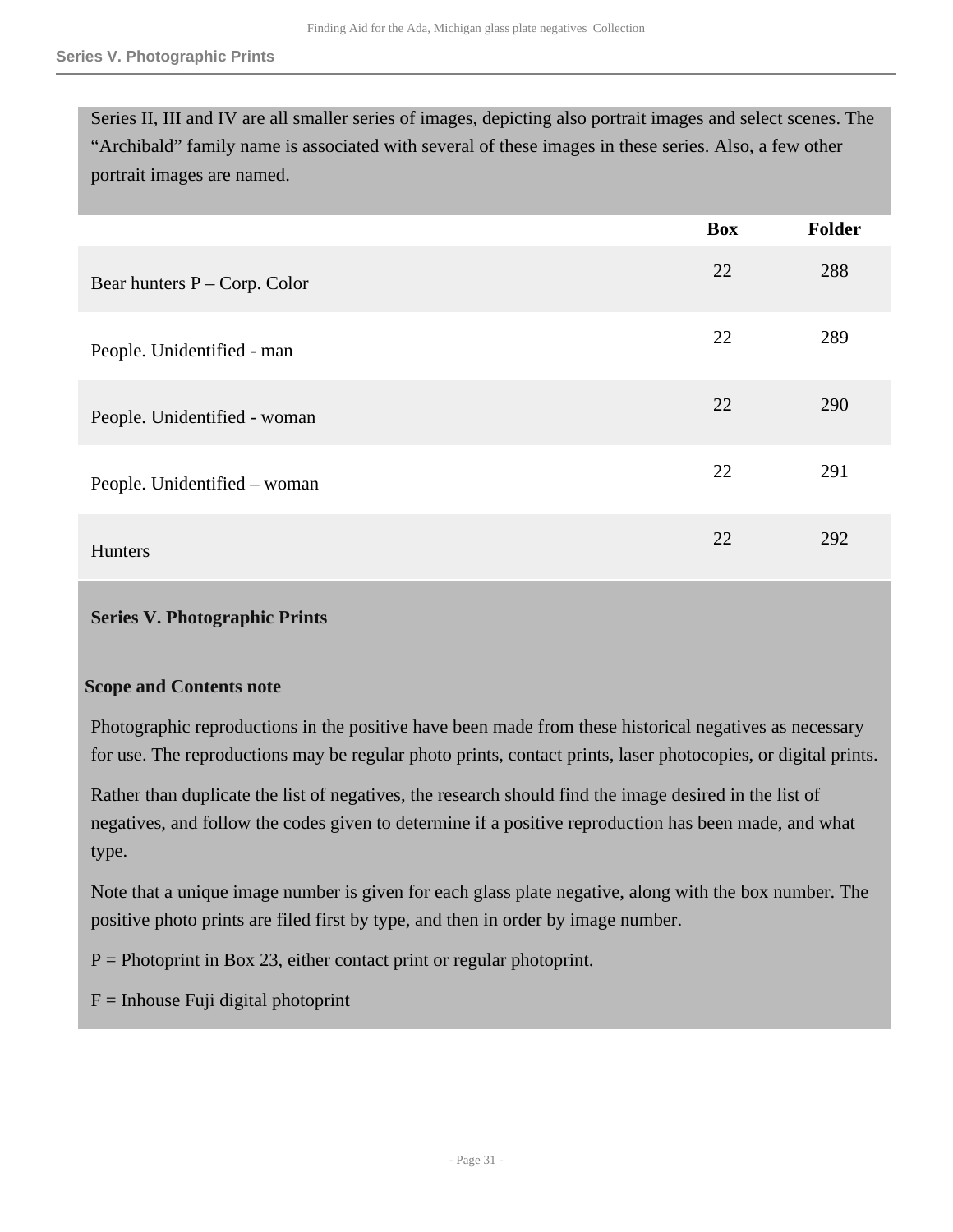Series II, III and IV are all smaller series of images, depicting also portrait images and select scenes. The "Archibald" family name is associated with several of these images in these series. Also, a few other portrait images are named.

| | Box | Folder |
|---|---|---|
| Bear hunters P – Corp. Color | 22 | 288 |
| People. Unidentified - man | 22 | 289 |
| People. Unidentified - woman | 22 | 290 |
| People. Unidentified – woman | 22 | 291 |
| Hunters | 22 | 292 |

## Series V. Photographic Prints

### Scope and Contents note

Photographic reproductions in the positive have been made from these historical negatives as necessary for use. The reproductions may be regular photo prints, contact prints, laser photocopies, or digital prints.

Rather than duplicate the list of negatives, the research should find the image desired in the list of negatives, and follow the codes given to determine if a positive reproduction has been made, and what type.

Note that a unique image number is given for each glass plate negative, along with the box number. The positive photo prints are filed first by type, and then in order by image number.

P = Photoprint in Box 23, either contact print or regular photoprint.

F = Inhouse Fuji digital photoprint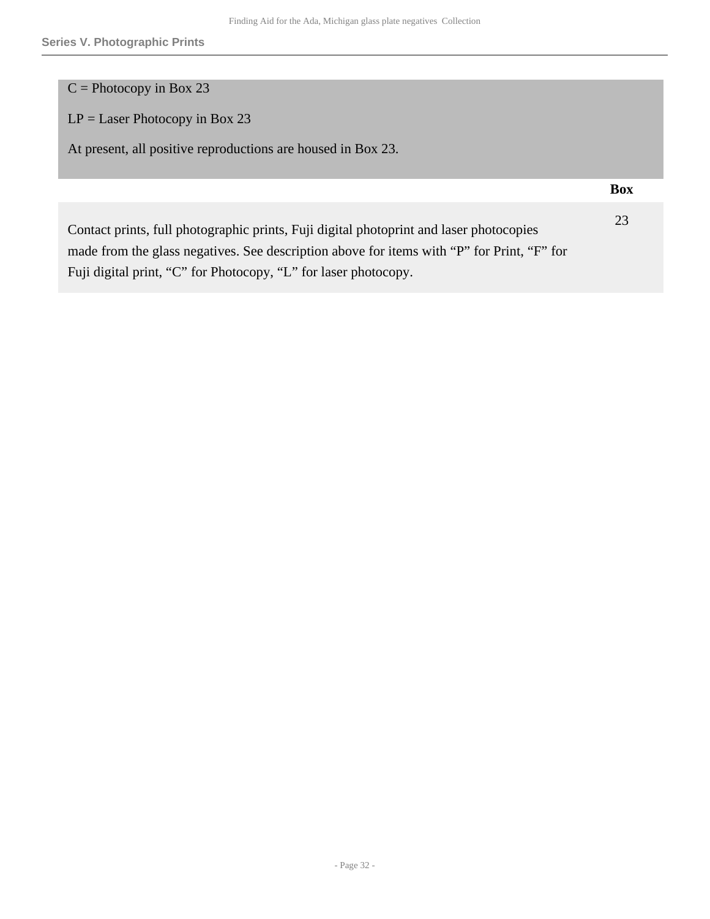C = Photocopy in Box 23

LP = Laser Photocopy in Box 23

At present, all positive reproductions are housed in Box 23.

| | Box |
|---|---|
| Contact prints, full photographic prints, Fuji digital photoprint and laser photocopies made from the glass negatives. See description above for items with "P" for Print, "F" for Fuji digital print, "C" for Photocopy, "L" for laser photocopy. | 23 |